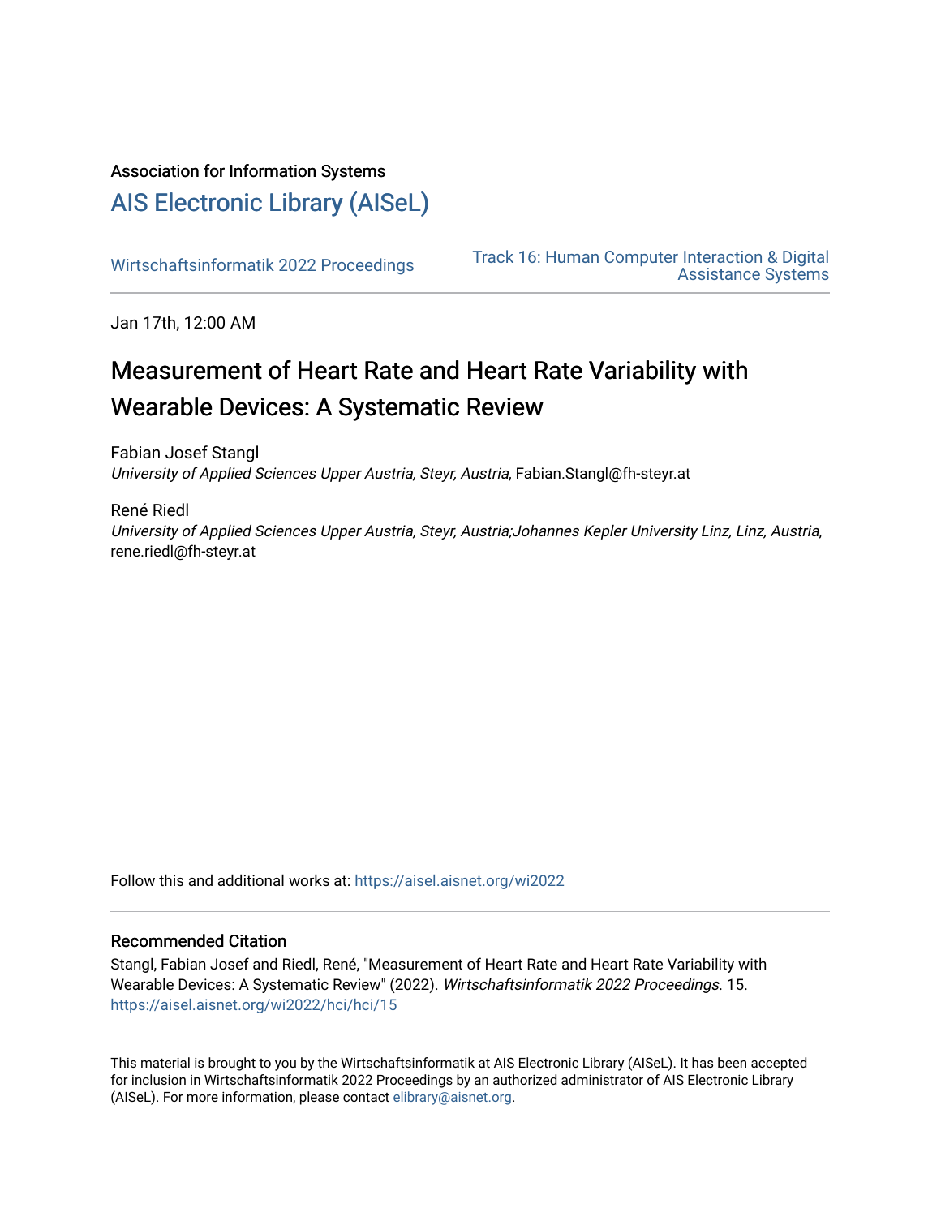Association for Information Systems

# AIS Electronic Library (AISeL)

Wirtschaftsinformatik 2022 Proceedings

Track 16: Human Computer Interaction & Digital Assistance Systems

Jan 17th, 12:00 AM

## Measurement of Heart Rate and Heart Rate Variability with Wearable Devices: A Systematic Review

Fabian Josef Stangl
*University of Applied Sciences Upper Austria, Steyr, Austria*, Fabian.Stangl@fh-steyr.at

René Riedl
*University of Applied Sciences Upper Austria, Steyr, Austria;Johannes Kepler University Linz, Linz, Austria*, rene.riedl@fh-steyr.at

Follow this and additional works at: https://aisel.aisnet.org/wi2022

### Recommended Citation

Stangl, Fabian Josef and Riedl, René, "Measurement of Heart Rate and Heart Rate Variability with Wearable Devices: A Systematic Review" (2022). *Wirtschaftsinformatik 2022 Proceedings*. 15.
https://aisel.aisnet.org/wi2022/hci/hci/15

This material is brought to you by the Wirtschaftsinformatik at AIS Electronic Library (AISeL). It has been accepted for inclusion in Wirtschaftsinformatik 2022 Proceedings by an authorized administrator of AIS Electronic Library (AISeL). For more information, please contact elibrary@aisnet.org.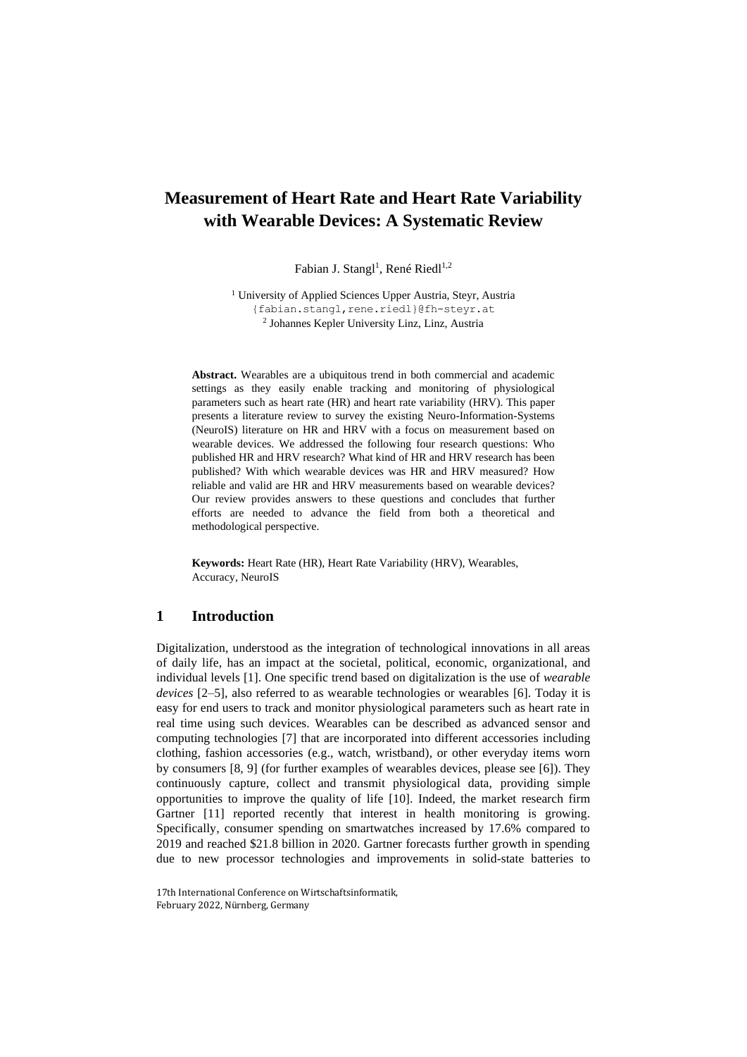# Measurement of Heart Rate and Heart Rate Variability with Wearable Devices: A Systematic Review

Fabian J. Stangl[1], René Riedl[1,2]

[1] University of Applied Sciences Upper Austria, Steyr, Austria
{fabian.stangl,rene.riedl}@fh-steyr.at
[2] Johannes Kepler University Linz, Linz, Austria

**Abstract.** Wearables are a ubiquitous trend in both commercial and academic settings as they easily enable tracking and monitoring of physiological parameters such as heart rate (HR) and heart rate variability (HRV). This paper presents a literature review to survey the existing Neuro-Information-Systems (NeuroIS) literature on HR and HRV with a focus on measurement based on wearable devices. We addressed the following four research questions: Who published HR and HRV research? What kind of HR and HRV research has been published? With which wearable devices was HR and HRV measured? How reliable and valid are HR and HRV measurements based on wearable devices? Our review provides answers to these questions and concludes that further efforts are needed to advance the field from both a theoretical and methodological perspective.

**Keywords:** Heart Rate (HR), Heart Rate Variability (HRV), Wearables, Accuracy, NeuroIS

## 1 Introduction

Digitalization, understood as the integration of technological innovations in all areas of daily life, has an impact at the societal, political, economic, organizational, and individual levels [1]. One specific trend based on digitalization is the use of *wearable devices* [2–5], also referred to as wearable technologies or wearables [6]. Today it is easy for end users to track and monitor physiological parameters such as heart rate in real time using such devices. Wearables can be described as advanced sensor and computing technologies [7] that are incorporated into different accessories including clothing, fashion accessories (e.g., watch, wristband), or other everyday items worn by consumers [8, 9] (for further examples of wearables devices, please see [6]). They continuously capture, collect and transmit physiological data, providing simple opportunities to improve the quality of life [10]. Indeed, the market research firm Gartner [11] reported recently that interest in health monitoring is growing. Specifically, consumer spending on smartwatches increased by 17.6% compared to 2019 and reached $21.8 billion in 2020. Gartner forecasts further growth in spending due to new processor technologies and improvements in solid-state batteries to

17th International Conference on Wirtschaftsinformatik,
February 2022, Nürnberg, Germany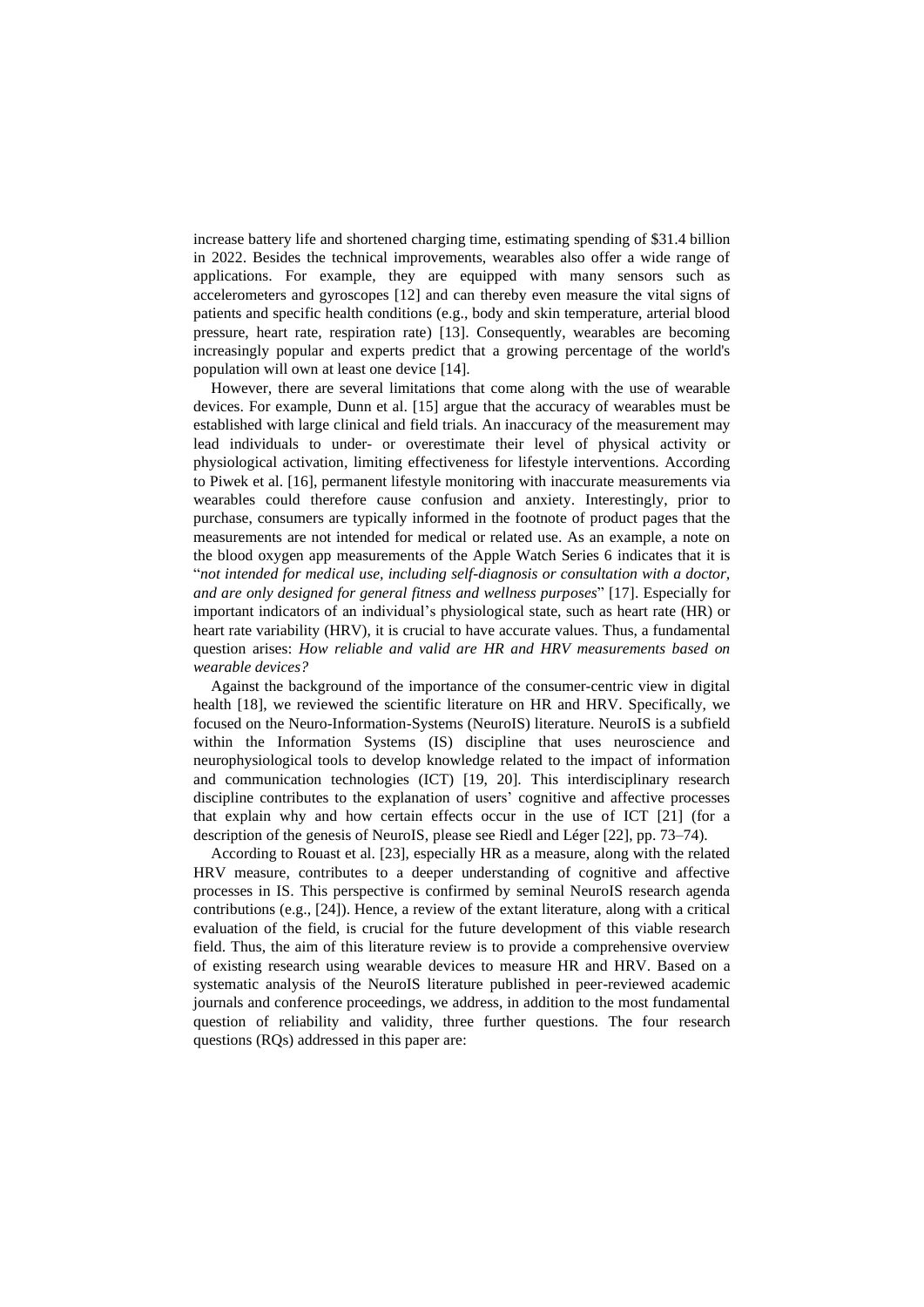increase battery life and shortened charging time, estimating spending of $31.4 billion in 2022. Besides the technical improvements, wearables also offer a wide range of applications. For example, they are equipped with many sensors such as accelerometers and gyroscopes [12] and can thereby even measure the vital signs of patients and specific health conditions (e.g., body and skin temperature, arterial blood pressure, heart rate, respiration rate) [13]. Consequently, wearables are becoming increasingly popular and experts predict that a growing percentage of the world's population will own at least one device [14].

However, there are several limitations that come along with the use of wearable devices. For example, Dunn et al. [15] argue that the accuracy of wearables must be established with large clinical and field trials. An inaccuracy of the measurement may lead individuals to under- or overestimate their level of physical activity or physiological activation, limiting effectiveness for lifestyle interventions. According to Piwek et al. [16], permanent lifestyle monitoring with inaccurate measurements via wearables could therefore cause confusion and anxiety. Interestingly, prior to purchase, consumers are typically informed in the footnote of product pages that the measurements are not intended for medical or related use. As an example, a note on the blood oxygen app measurements of the Apple Watch Series 6 indicates that it is "*not intended for medical use, including self-diagnosis or consultation with a doctor, and are only designed for general fitness and wellness purposes*" [17]. Especially for important indicators of an individual's physiological state, such as heart rate (HR) or heart rate variability (HRV), it is crucial to have accurate values. Thus, a fundamental question arises: *How reliable and valid are HR and HRV measurements based on wearable devices?*

Against the background of the importance of the consumer-centric view in digital health [18], we reviewed the scientific literature on HR and HRV. Specifically, we focused on the Neuro-Information-Systems (NeuroIS) literature. NeuroIS is a subfield within the Information Systems (IS) discipline that uses neuroscience and neurophysiological tools to develop knowledge related to the impact of information and communication technologies (ICT) [19, 20]. This interdisciplinary research discipline contributes to the explanation of users' cognitive and affective processes that explain why and how certain effects occur in the use of ICT [21] (for a description of the genesis of NeuroIS, please see Riedl and Léger [22], pp. 73–74).

According to Rouast et al. [23], especially HR as a measure, along with the related HRV measure, contributes to a deeper understanding of cognitive and affective processes in IS. This perspective is confirmed by seminal NeuroIS research agenda contributions (e.g., [24]). Hence, a review of the extant literature, along with a critical evaluation of the field, is crucial for the future development of this viable research field. Thus, the aim of this literature review is to provide a comprehensive overview of existing research using wearable devices to measure HR and HRV. Based on a systematic analysis of the NeuroIS literature published in peer-reviewed academic journals and conference proceedings, we address, in addition to the most fundamental question of reliability and validity, three further questions. The four research questions (RQs) addressed in this paper are: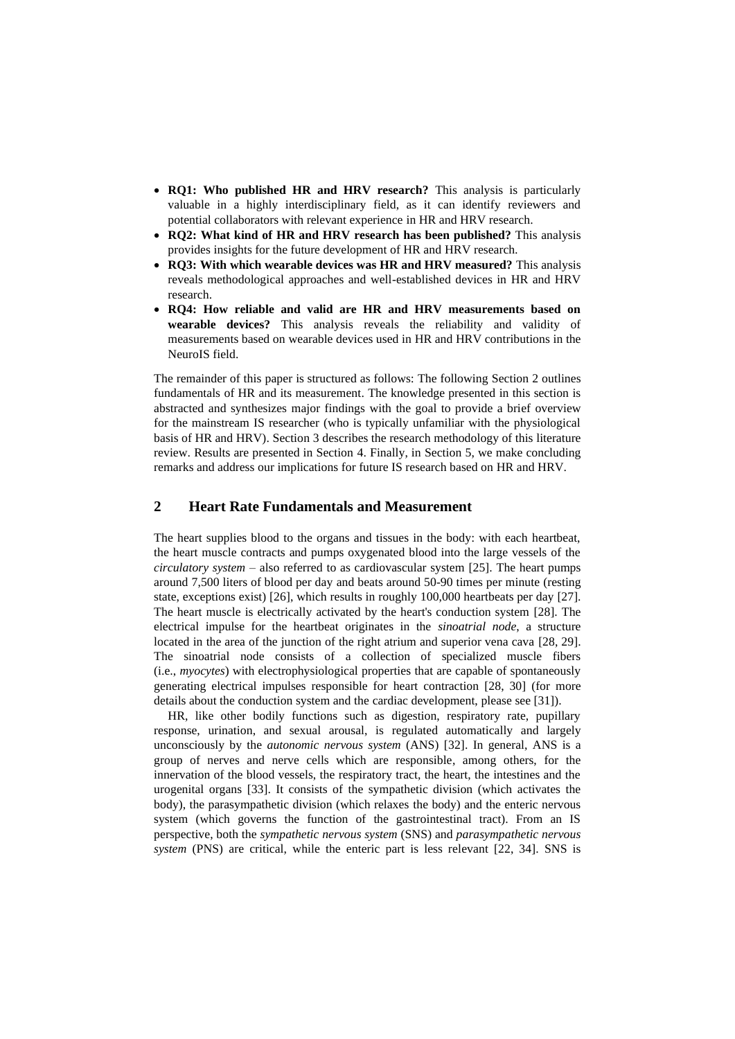- **RQ1: Who published HR and HRV research?** This analysis is particularly valuable in a highly interdisciplinary field, as it can identify reviewers and potential collaborators with relevant experience in HR and HRV research.
- **RQ2: What kind of HR and HRV research has been published?** This analysis provides insights for the future development of HR and HRV research.
- **RQ3: With which wearable devices was HR and HRV measured?** This analysis reveals methodological approaches and well-established devices in HR and HRV research.
- **RQ4: How reliable and valid are HR and HRV measurements based on wearable devices?** This analysis reveals the reliability and validity of measurements based on wearable devices used in HR and HRV contributions in the NeuroIS field.

The remainder of this paper is structured as follows: The following Section 2 outlines fundamentals of HR and its measurement. The knowledge presented in this section is abstracted and synthesizes major findings with the goal to provide a brief overview for the mainstream IS researcher (who is typically unfamiliar with the physiological basis of HR and HRV). Section 3 describes the research methodology of this literature review. Results are presented in Section 4. Finally, in Section 5, we make concluding remarks and address our implications for future IS research based on HR and HRV.

## 2 Heart Rate Fundamentals and Measurement

The heart supplies blood to the organs and tissues in the body: with each heartbeat, the heart muscle contracts and pumps oxygenated blood into the large vessels of the *circulatory system* – also referred to as cardiovascular system [25]. The heart pumps around 7,500 liters of blood per day and beats around 50-90 times per minute (resting state, exceptions exist) [26], which results in roughly 100,000 heartbeats per day [27]. The heart muscle is electrically activated by the heart's conduction system [28]. The electrical impulse for the heartbeat originates in the *sinoatrial node*, a structure located in the area of the junction of the right atrium and superior vena cava [28, 29]. The sinoatrial node consists of a collection of specialized muscle fibers (i.e., *myocytes*) with electrophysiological properties that are capable of spontaneously generating electrical impulses responsible for heart contraction [28, 30] (for more details about the conduction system and the cardiac development, please see [31]).

HR, like other bodily functions such as digestion, respiratory rate, pupillary response, urination, and sexual arousal, is regulated automatically and largely unconsciously by the *autonomic nervous system* (ANS) [32]. In general, ANS is a group of nerves and nerve cells which are responsible, among others, for the innervation of the blood vessels, the respiratory tract, the heart, the intestines and the urogenital organs [33]. It consists of the sympathetic division (which activates the body), the parasympathetic division (which relaxes the body) and the enteric nervous system (which governs the function of the gastrointestinal tract). From an IS perspective, both the *sympathetic nervous system* (SNS) and *parasympathetic nervous system* (PNS) are critical, while the enteric part is less relevant [22, 34]. SNS is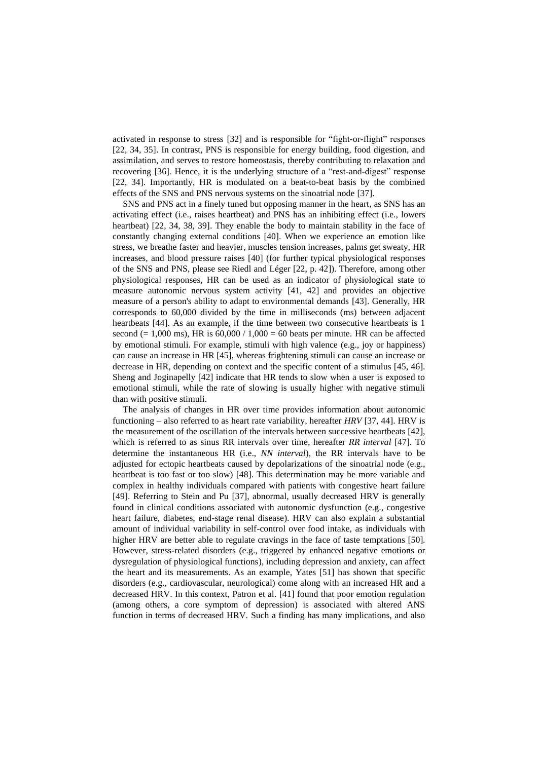activated in response to stress [32] and is responsible for "fight-or-flight" responses [22, 34, 35]. In contrast, PNS is responsible for energy building, food digestion, and assimilation, and serves to restore homeostasis, thereby contributing to relaxation and recovering [36]. Hence, it is the underlying structure of a "rest-and-digest" response [22, 34]. Importantly, HR is modulated on a beat-to-beat basis by the combined effects of the SNS and PNS nervous systems on the sinoatrial node [37].

SNS and PNS act in a finely tuned but opposing manner in the heart, as SNS has an activating effect (i.e., raises heartbeat) and PNS has an inhibiting effect (i.e., lowers heartbeat) [22, 34, 38, 39]. They enable the body to maintain stability in the face of constantly changing external conditions [40]. When we experience an emotion like stress, we breathe faster and heavier, muscles tension increases, palms get sweaty, HR increases, and blood pressure raises [40] (for further typical physiological responses of the SNS and PNS, please see Riedl and Léger [22, p. 42]). Therefore, among other physiological responses, HR can be used as an indicator of physiological state to measure autonomic nervous system activity [41, 42] and provides an objective measure of a person's ability to adapt to environmental demands [43]. Generally, HR corresponds to 60,000 divided by the time in milliseconds (ms) between adjacent heartbeats [44]. As an example, if the time between two consecutive heartbeats is 1 second (= 1,000 ms), HR is 60,000 / 1,000 = 60 beats per minute. HR can be affected by emotional stimuli. For example, stimuli with high valence (e.g., joy or happiness) can cause an increase in HR [45], whereas frightening stimuli can cause an increase or decrease in HR, depending on context and the specific content of a stimulus [45, 46]. Sheng and Joginapelly [42] indicate that HR tends to slow when a user is exposed to emotional stimuli, while the rate of slowing is usually higher with negative stimuli than with positive stimuli.

The analysis of changes in HR over time provides information about autonomic functioning – also referred to as heart rate variability, hereafter *HRV* [37, 44]. HRV is the measurement of the oscillation of the intervals between successive heartbeats [42], which is referred to as sinus RR intervals over time, hereafter *RR interval* [47]. To determine the instantaneous HR (i.e., *NN interval*), the RR intervals have to be adjusted for ectopic heartbeats caused by depolarizations of the sinoatrial node (e.g., heartbeat is too fast or too slow) [48]. This determination may be more variable and complex in healthy individuals compared with patients with congestive heart failure [49]. Referring to Stein and Pu [37], abnormal, usually decreased HRV is generally found in clinical conditions associated with autonomic dysfunction (e.g., congestive heart failure, diabetes, end-stage renal disease). HRV can also explain a substantial amount of individual variability in self-control over food intake, as individuals with higher HRV are better able to regulate cravings in the face of taste temptations [50]. However, stress-related disorders (e.g., triggered by enhanced negative emotions or dysregulation of physiological functions), including depression and anxiety, can affect the heart and its measurements. As an example, Yates [51] has shown that specific disorders (e.g., cardiovascular, neurological) come along with an increased HR and a decreased HRV. In this context, Patron et al. [41] found that poor emotion regulation (among others, a core symptom of depression) is associated with altered ANS function in terms of decreased HRV. Such a finding has many implications, and also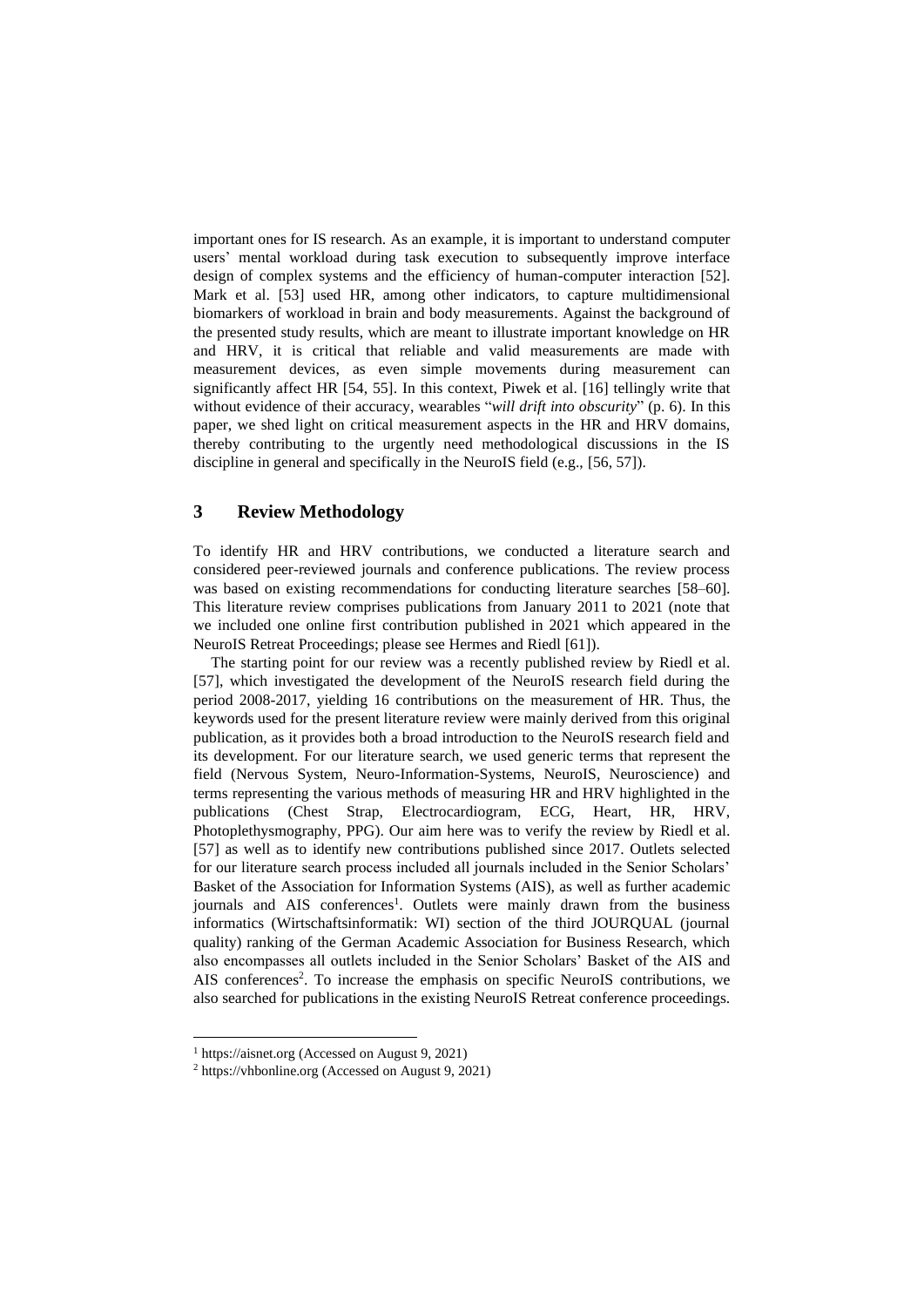important ones for IS research. As an example, it is important to understand computer users' mental workload during task execution to subsequently improve interface design of complex systems and the efficiency of human-computer interaction [52]. Mark et al. [53] used HR, among other indicators, to capture multidimensional biomarkers of workload in brain and body measurements. Against the background of the presented study results, which are meant to illustrate important knowledge on HR and HRV, it is critical that reliable and valid measurements are made with measurement devices, as even simple movements during measurement can significantly affect HR [54, 55]. In this context, Piwek et al. [16] tellingly write that without evidence of their accuracy, wearables "*will drift into obscurity*" (p. 6). In this paper, we shed light on critical measurement aspects in the HR and HRV domains, thereby contributing to the urgently need methodological discussions in the IS discipline in general and specifically in the NeuroIS field (e.g., [56, 57]).

## 3 Review Methodology

To identify HR and HRV contributions, we conducted a literature search and considered peer-reviewed journals and conference publications. The review process was based on existing recommendations for conducting literature searches [58–60]. This literature review comprises publications from January 2011 to 2021 (note that we included one online first contribution published in 2021 which appeared in the NeuroIS Retreat Proceedings; please see Hermes and Riedl [61]).

The starting point for our review was a recently published review by Riedl et al. [57], which investigated the development of the NeuroIS research field during the period 2008-2017, yielding 16 contributions on the measurement of HR. Thus, the keywords used for the present literature review were mainly derived from this original publication, as it provides both a broad introduction to the NeuroIS research field and its development. For our literature search, we used generic terms that represent the field (Nervous System, Neuro-Information-Systems, NeuroIS, Neuroscience) and terms representing the various methods of measuring HR and HRV highlighted in the publications (Chest Strap, Electrocardiogram, ECG, Heart, HR, HRV, Photoplethysmography, PPG). Our aim here was to verify the review by Riedl et al. [57] as well as to identify new contributions published since 2017. Outlets selected for our literature search process included all journals included in the Senior Scholars' Basket of the Association for Information Systems (AIS), as well as further academic journals and AIS conferences[1]. Outlets were mainly drawn from the business informatics (Wirtschaftsinformatik: WI) section of the third JOURQUAL (journal quality) ranking of the German Academic Association for Business Research, which also encompasses all outlets included in the Senior Scholars' Basket of the AIS and AIS conferences[2]. To increase the emphasis on specific NeuroIS contributions, we also searched for publications in the existing NeuroIS Retreat conference proceedings.

[1] https://aisnet.org (Accessed on August 9, 2021)

[2] https://vhbonline.org (Accessed on August 9, 2021)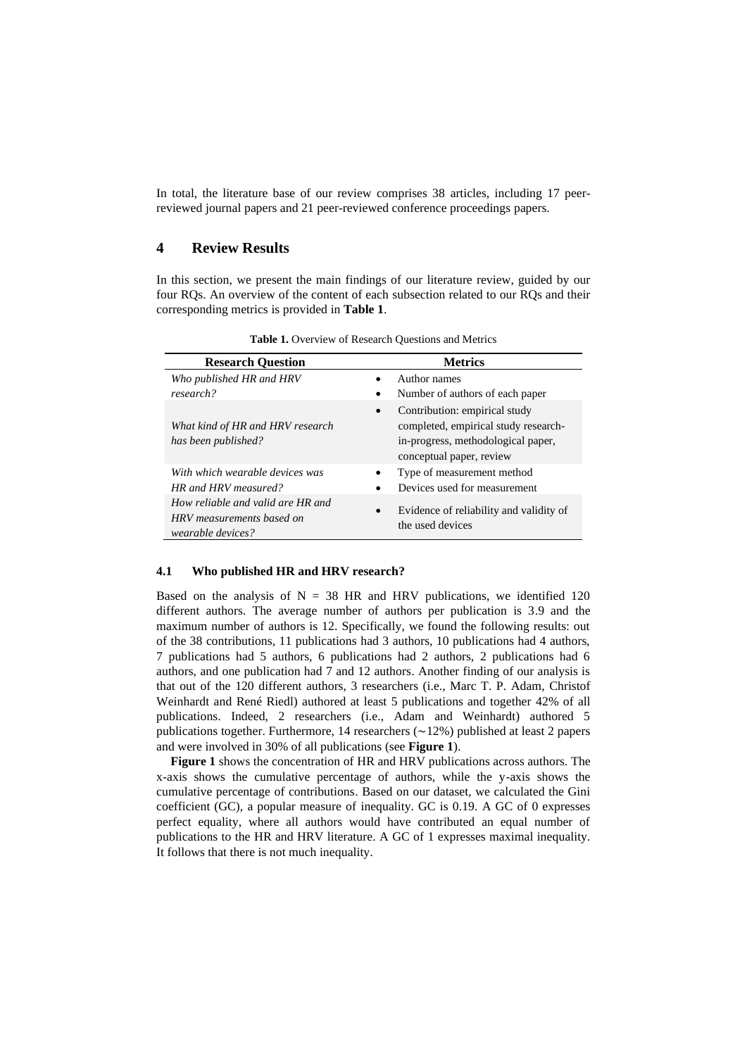In total, the literature base of our review comprises 38 articles, including 17 peer-reviewed journal papers and 21 peer-reviewed conference proceedings papers.

## 4 Review Results

In this section, we present the main findings of our literature review, guided by our four RQs. An overview of the content of each subsection related to our RQs and their corresponding metrics is provided in **Table 1**.

**Table 1.** Overview of Research Questions and Metrics

| Research Question | Metrics |
|---|---|
| *Who published HR and HRV research?* | • Author names<br>• Number of authors of each paper |
| *What kind of HR and HRV research has been published?* | • Contribution: empirical study completed, empirical study research-in-progress, methodological paper, conceptual paper, review |
| *With which wearable devices was HR and HRV measured?* | • Type of measurement method<br>• Devices used for measurement |
| *How reliable and valid are HR and HRV measurements based on wearable devices?* | • Evidence of reliability and validity of the used devices |

### 4.1 Who published HR and HRV research?

Based on the analysis of N = 38 HR and HRV publications, we identified 120 different authors. The average number of authors per publication is 3.9 and the maximum number of authors is 12. Specifically, we found the following results: out of the 38 contributions, 11 publications had 3 authors, 10 publications had 4 authors, 7 publications had 5 authors, 6 publications had 2 authors, 2 publications had 6 authors, and one publication had 7 and 12 authors. Another finding of our analysis is that out of the 120 different authors, 3 researchers (i.e., Marc T. P. Adam, Christof Weinhardt and René Riedl) authored at least 5 publications and together 42% of all publications. Indeed, 2 researchers (i.e., Adam and Weinhardt) authored 5 publications together. Furthermore, 14 researchers (~12%) published at least 2 papers and were involved in 30% of all publications (see **Figure 1**).

**Figure 1** shows the concentration of HR and HRV publications across authors. The x-axis shows the cumulative percentage of authors, while the y-axis shows the cumulative percentage of contributions. Based on our dataset, we calculated the Gini coefficient (GC), a popular measure of inequality. GC is 0.19. A GC of 0 expresses perfect equality, where all authors would have contributed an equal number of publications to the HR and HRV literature. A GC of 1 expresses maximal inequality. It follows that there is not much inequality.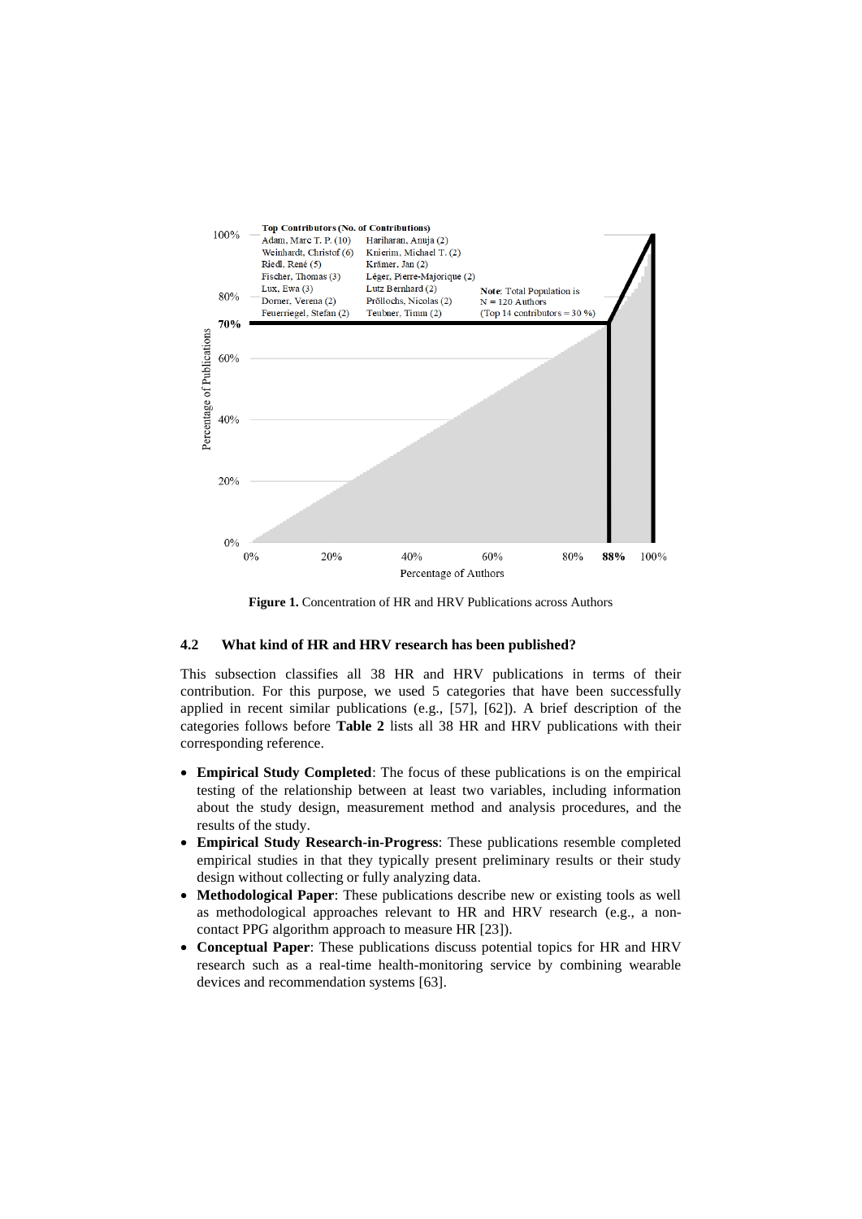**Top Contributors (No. of Contributions)**

| | |
|---|---|
| Adam, Marc T. P. (10) | Hariharan, Anuja (2) |
| Weinhardt, Christof (6) | Knierim, Michael T. (2) |
| Riedl, René (5) | Krämer, Jan (2) |
| Fischer, Thomas (3) | Léger, Pierre-Majorique (2) |
| Lux, Ewa (3) | Lutz Bernhard (2) |
| Dorner, Verena (2) | Pröllochs, Nicolas (2) |
| Feuerriegel, Stefan (2) | Teubner, Timm (2) |

**Note**: Total Population is N = 120 Authors (Top 14 contributors = 30 %)

**Figure 1.** Concentration of HR and HRV Publications across Authors

## 4.2 What kind of HR and HRV research has been published?

This subsection classifies all 38 HR and HRV publications in terms of their contribution. For this purpose, we used 5 categories that have been successfully applied in recent similar publications (e.g., [57], [62]). A brief description of the categories follows before **Table 2** lists all 38 HR and HRV publications with their corresponding reference.

- **Empirical Study Completed**: The focus of these publications is on the empirical testing of the relationship between at least two variables, including information about the study design, measurement method and analysis procedures, and the results of the study.
- **Empirical Study Research-in-Progress**: These publications resemble completed empirical studies in that they typically present preliminary results or their study design without collecting or fully analyzing data.
- **Methodological Paper**: These publications describe new or existing tools as well as methodological approaches relevant to HR and HRV research (e.g., a non-contact PPG algorithm approach to measure HR [23]).
- **Conceptual Paper**: These publications discuss potential topics for HR and HRV research such as a real-time health-monitoring service by combining wearable devices and recommendation systems [63].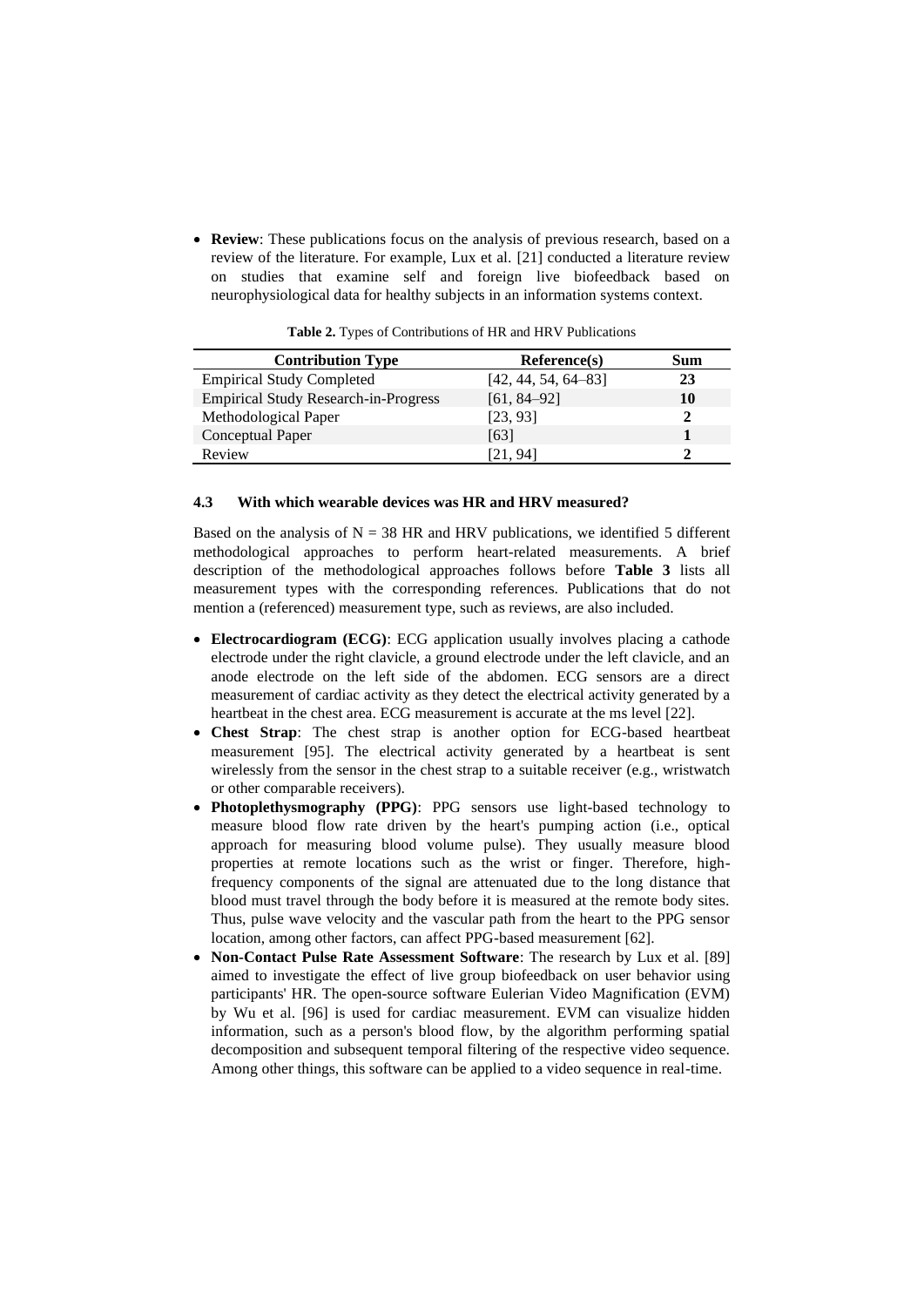- **Review**: These publications focus on the analysis of previous research, based on a review of the literature. For example, Lux et al. [21] conducted a literature review on studies that examine self and foreign live biofeedback based on neurophysiological data for healthy subjects in an information systems context.

**Table 2.** Types of Contributions of HR and HRV Publications

| Contribution Type | Reference(s) | Sum |
|---|---|---|
| Empirical Study Completed | [42, 44, 54, 64–83] | **23** |
| Empirical Study Research-in-Progress | [61, 84–92] | **10** |
| Methodological Paper | [23, 93] | **2** |
| Conceptual Paper | [63] | **1** |
| Review | [21, 94] | **2** |

### 4.3 With which wearable devices was HR and HRV measured?

Based on the analysis of N = 38 HR and HRV publications, we identified 5 different methodological approaches to perform heart-related measurements. A brief description of the methodological approaches follows before **Table 3** lists all measurement types with the corresponding references. Publications that do not mention a (referenced) measurement type, such as reviews, are also included.

- **Electrocardiogram (ECG)**: ECG application usually involves placing a cathode electrode under the right clavicle, a ground electrode under the left clavicle, and an anode electrode on the left side of the abdomen. ECG sensors are a direct measurement of cardiac activity as they detect the electrical activity generated by a heartbeat in the chest area. ECG measurement is accurate at the ms level [22].
- **Chest Strap**: The chest strap is another option for ECG-based heartbeat measurement [95]. The electrical activity generated by a heartbeat is sent wirelessly from the sensor in the chest strap to a suitable receiver (e.g., wristwatch or other comparable receivers).
- **Photoplethysmography (PPG)**: PPG sensors use light-based technology to measure blood flow rate driven by the heart's pumping action (i.e., optical approach for measuring blood volume pulse). They usually measure blood properties at remote locations such as the wrist or finger. Therefore, high-frequency components of the signal are attenuated due to the long distance that blood must travel through the body before it is measured at the remote body sites. Thus, pulse wave velocity and the vascular path from the heart to the PPG sensor location, among other factors, can affect PPG-based measurement [62].
- **Non-Contact Pulse Rate Assessment Software**: The research by Lux et al. [89] aimed to investigate the effect of live group biofeedback on user behavior using participants' HR. The open-source software Eulerian Video Magnification (EVM) by Wu et al. [96] is used for cardiac measurement. EVM can visualize hidden information, such as a person's blood flow, by the algorithm performing spatial decomposition and subsequent temporal filtering of the respective video sequence. Among other things, this software can be applied to a video sequence in real-time.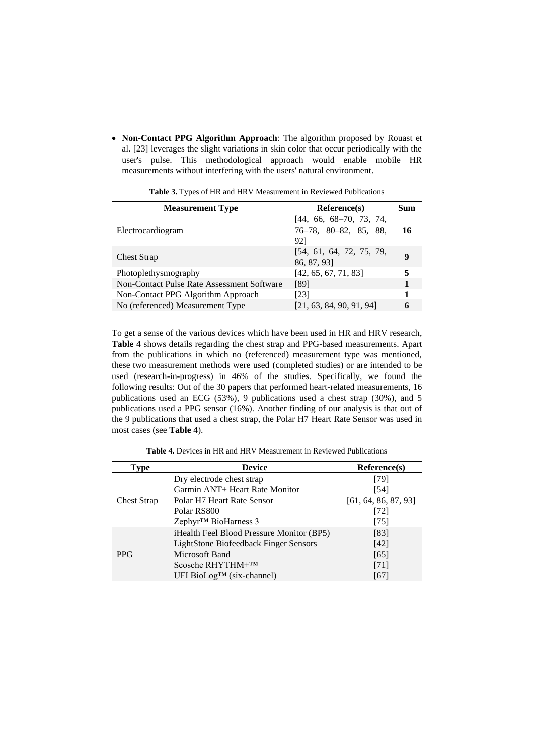- **Non-Contact PPG Algorithm Approach**: The algorithm proposed by Rouast et al. [23] leverages the slight variations in skin color that occur periodically with the user's pulse. This methodological approach would enable mobile HR measurements without interfering with the users' natural environment.

**Table 3.** Types of HR and HRV Measurement in Reviewed Publications

| Measurement Type | Reference(s) | Sum |
|---|---|---|
| Electrocardiogram | [44, 66, 68–70, 73, 74, 76–78, 80–82, 85, 88, 92] | **16** |
| Chest Strap | [54, 61, 64, 72, 75, 79, 86, 87, 93] | **9** |
| Photoplethysmography | [42, 65, 67, 71, 83] | **5** |
| Non-Contact Pulse Rate Assessment Software | [89] | **1** |
| Non-Contact PPG Algorithm Approach | [23] | **1** |
| No (referenced) Measurement Type | [21, 63, 84, 90, 91, 94] | **6** |

To get a sense of the various devices which have been used in HR and HRV research, **Table 4** shows details regarding the chest strap and PPG-based measurements. Apart from the publications in which no (referenced) measurement type was mentioned, these two measurement methods were used (completed studies) or are intended to be used (research-in-progress) in 46% of the studies. Specifically, we found the following results: Out of the 30 papers that performed heart-related measurements, 16 publications used an ECG (53%), 9 publications used a chest strap (30%), and 5 publications used a PPG sensor (16%). Another finding of our analysis is that out of the 9 publications that used a chest strap, the Polar H7 Heart Rate Sensor was used in most cases (see **Table 4**).

**Table 4.** Devices in HR and HRV Measurement in Reviewed Publications

| Type | Device | Reference(s) |
|---|---|---|
| Chest Strap | Dry electrode chest strap | [79] |
| | Garmin ANT+ Heart Rate Monitor | [54] |
| | Polar H7 Heart Rate Sensor | [61, 64, 86, 87, 93] |
| | Polar RS800 | [72] |
| | Zephyr™ BioHarness 3 | [75] |
| PPG | iHealth Feel Blood Pressure Monitor (BP5) | [83] |
| | LightStone Biofeedback Finger Sensors | [42] |
| | Microsoft Band | [65] |
| | Scosche RHYTHM+™ | [71] |
| | UFI BioLog™ (six-channel) | [67] |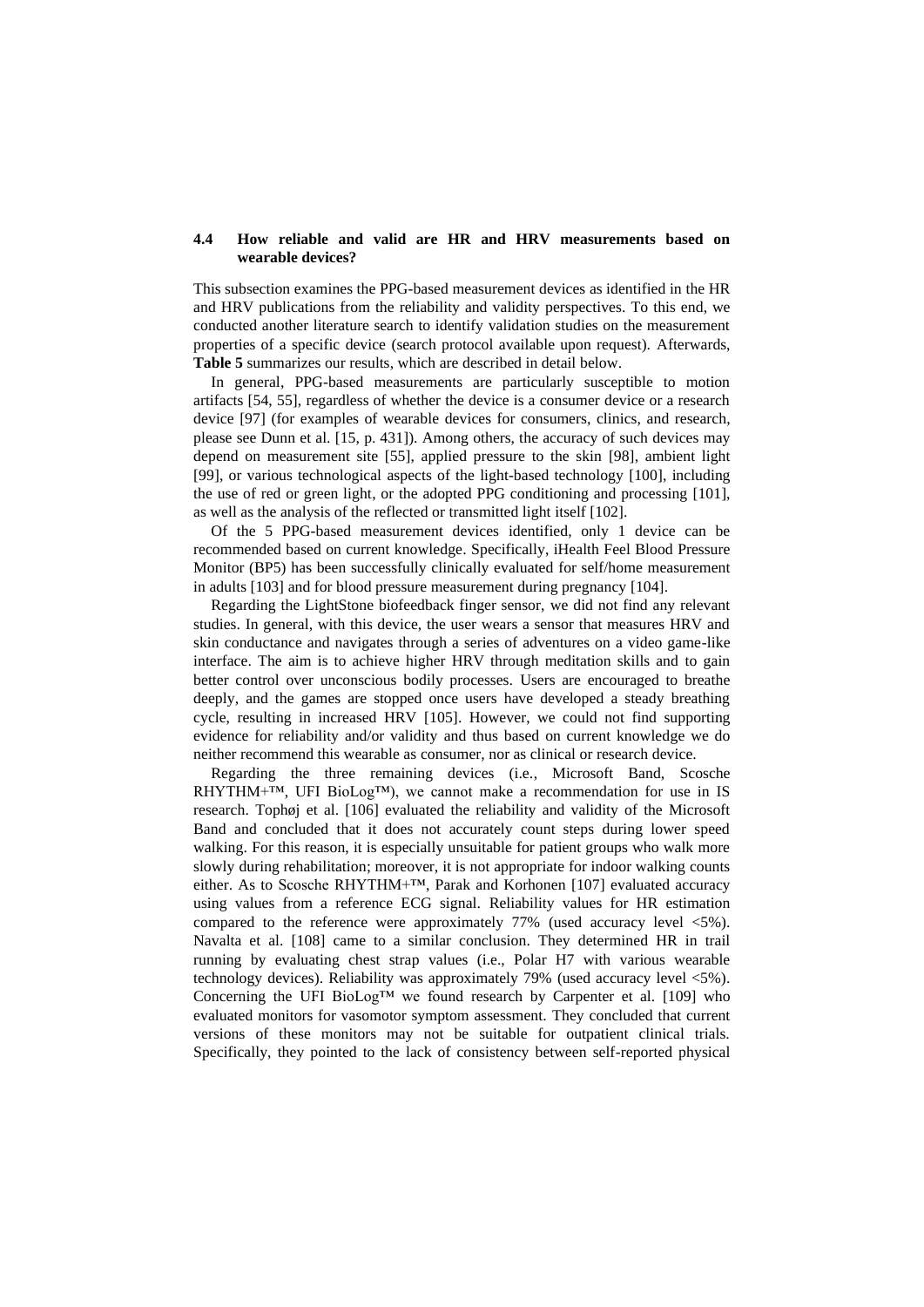### 4.4 How reliable and valid are HR and HRV measurements based on wearable devices?

This subsection examines the PPG-based measurement devices as identified in the HR and HRV publications from the reliability and validity perspectives. To this end, we conducted another literature search to identify validation studies on the measurement properties of a specific device (search protocol available upon request). Afterwards, **Table 5** summarizes our results, which are described in detail below.

In general, PPG-based measurements are particularly susceptible to motion artifacts [54, 55], regardless of whether the device is a consumer device or a research device [97] (for examples of wearable devices for consumers, clinics, and research, please see Dunn et al. [15, p. 431]). Among others, the accuracy of such devices may depend on measurement site [55], applied pressure to the skin [98], ambient light [99], or various technological aspects of the light-based technology [100], including the use of red or green light, or the adopted PPG conditioning and processing [101], as well as the analysis of the reflected or transmitted light itself [102].

Of the 5 PPG-based measurement devices identified, only 1 device can be recommended based on current knowledge. Specifically, iHealth Feel Blood Pressure Monitor (BP5) has been successfully clinically evaluated for self/home measurement in adults [103] and for blood pressure measurement during pregnancy [104].

Regarding the LightStone biofeedback finger sensor, we did not find any relevant studies. In general, with this device, the user wears a sensor that measures HRV and skin conductance and navigates through a series of adventures on a video game-like interface. The aim is to achieve higher HRV through meditation skills and to gain better control over unconscious bodily processes. Users are encouraged to breathe deeply, and the games are stopped once users have developed a steady breathing cycle, resulting in increased HRV [105]. However, we could not find supporting evidence for reliability and/or validity and thus based on current knowledge we do neither recommend this wearable as consumer, nor as clinical or research device.

Regarding the three remaining devices (i.e., Microsoft Band, Scosche RHYTHM+™, UFI BioLog™), we cannot make a recommendation for use in IS research. Tophøj et al. [106] evaluated the reliability and validity of the Microsoft Band and concluded that it does not accurately count steps during lower speed walking. For this reason, it is especially unsuitable for patient groups who walk more slowly during rehabilitation; moreover, it is not appropriate for indoor walking counts either. As to Scosche RHYTHM+™, Parak and Korhonen [107] evaluated accuracy using values from a reference ECG signal. Reliability values for HR estimation compared to the reference were approximately 77% (used accuracy level <5%). Navalta et al. [108] came to a similar conclusion. They determined HR in trail running by evaluating chest strap values (i.e., Polar H7 with various wearable technology devices). Reliability was approximately 79% (used accuracy level <5%). Concerning the UFI BioLog™ we found research by Carpenter et al. [109] who evaluated monitors for vasomotor symptom assessment. They concluded that current versions of these monitors may not be suitable for outpatient clinical trials. Specifically, they pointed to the lack of consistency between self-reported physical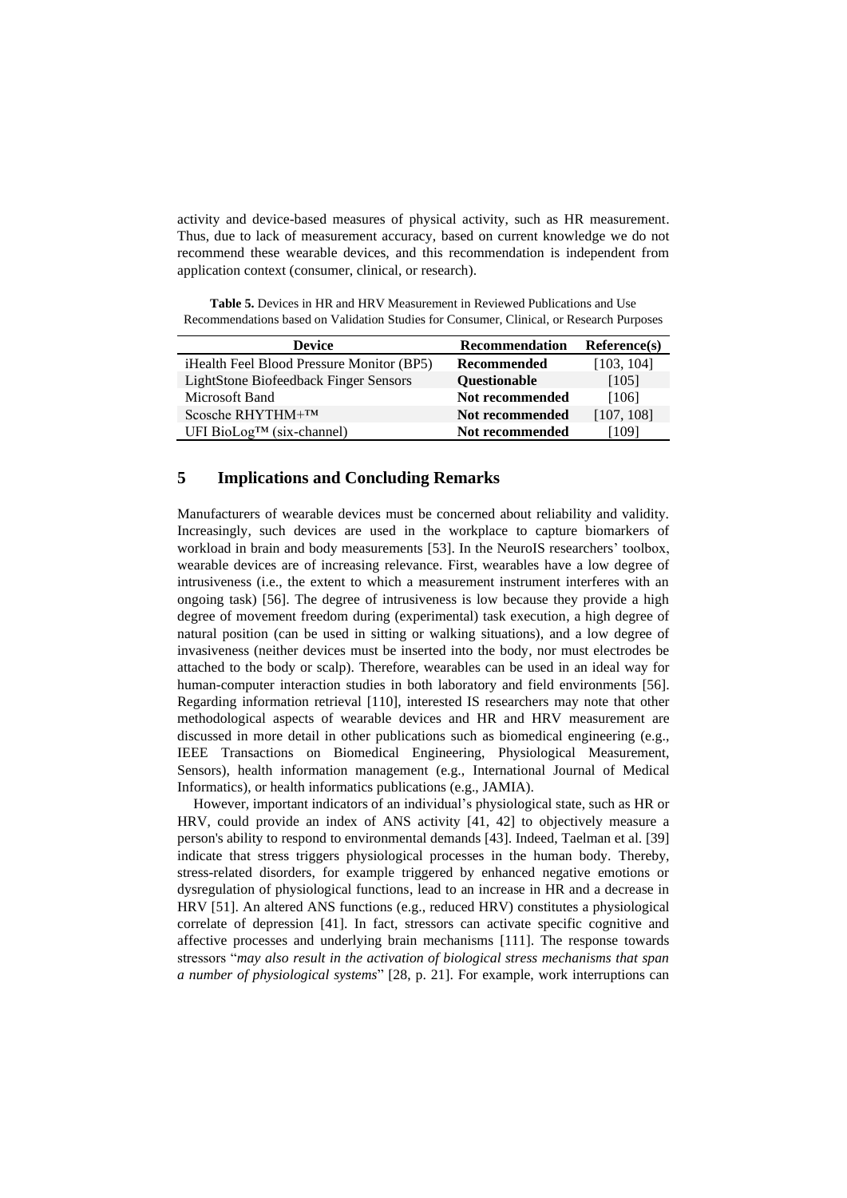activity and device-based measures of physical activity, such as HR measurement. Thus, due to lack of measurement accuracy, based on current knowledge we do not recommend these wearable devices, and this recommendation is independent from application context (consumer, clinical, or research).

**Table 5.** Devices in HR and HRV Measurement in Reviewed Publications and Use Recommendations based on Validation Studies for Consumer, Clinical, or Research Purposes

| Device | Recommendation | Reference(s) |
|---|---|---|
| iHealth Feel Blood Pressure Monitor (BP5) | **Recommended** | [103, 104] |
| LightStone Biofeedback Finger Sensors | **Questionable** | [105] |
| Microsoft Band | **Not recommended** | [106] |
| Scosche RHYTHM+™ | **Not recommended** | [107, 108] |
| UFI BioLog™ (six-channel) | **Not recommended** | [109] |

## 5 Implications and Concluding Remarks

Manufacturers of wearable devices must be concerned about reliability and validity. Increasingly, such devices are used in the workplace to capture biomarkers of workload in brain and body measurements [53]. In the NeuroIS researchers' toolbox, wearable devices are of increasing relevance. First, wearables have a low degree of intrusiveness (i.e., the extent to which a measurement instrument interferes with an ongoing task) [56]. The degree of intrusiveness is low because they provide a high degree of movement freedom during (experimental) task execution, a high degree of natural position (can be used in sitting or walking situations), and a low degree of invasiveness (neither devices must be inserted into the body, nor must electrodes be attached to the body or scalp). Therefore, wearables can be used in an ideal way for human-computer interaction studies in both laboratory and field environments [56]. Regarding information retrieval [110], interested IS researchers may note that other methodological aspects of wearable devices and HR and HRV measurement are discussed in more detail in other publications such as biomedical engineering (e.g., IEEE Transactions on Biomedical Engineering, Physiological Measurement, Sensors), health information management (e.g., International Journal of Medical Informatics), or health informatics publications (e.g., JAMIA).

However, important indicators of an individual's physiological state, such as HR or HRV, could provide an index of ANS activity [41, 42] to objectively measure a person's ability to respond to environmental demands [43]. Indeed, Taelman et al. [39] indicate that stress triggers physiological processes in the human body. Thereby, stress-related disorders, for example triggered by enhanced negative emotions or dysregulation of physiological functions, lead to an increase in HR and a decrease in HRV [51]. An altered ANS functions (e.g., reduced HRV) constitutes a physiological correlate of depression [41]. In fact, stressors can activate specific cognitive and affective processes and underlying brain mechanisms [111]. The response towards stressors "*may also result in the activation of biological stress mechanisms that span a number of physiological systems*" [28, p. 21]. For example, work interruptions can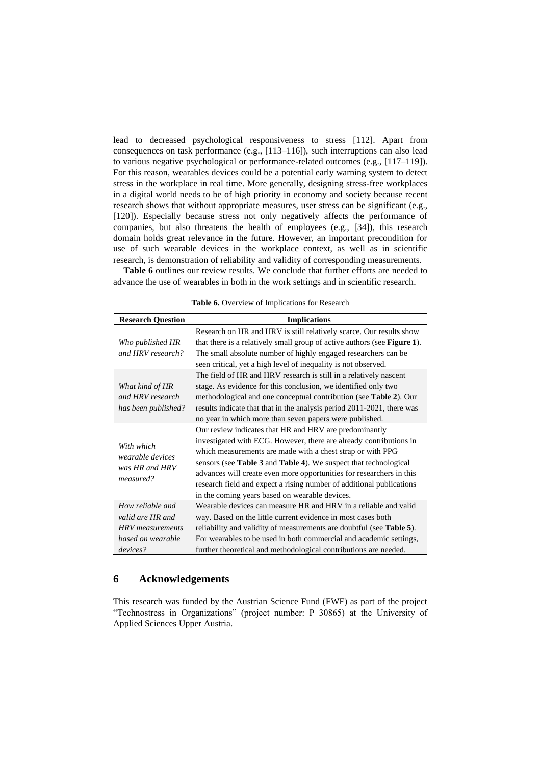lead to decreased psychological responsiveness to stress [112]. Apart from consequences on task performance (e.g., [113–116]), such interruptions can also lead to various negative psychological or performance-related outcomes (e.g., [117–119]). For this reason, wearables devices could be a potential early warning system to detect stress in the workplace in real time. More generally, designing stress-free workplaces in a digital world needs to be of high priority in economy and society because recent research shows that without appropriate measures, user stress can be significant (e.g., [120]). Especially because stress not only negatively affects the performance of companies, but also threatens the health of employees (e.g., [34]), this research domain holds great relevance in the future. However, an important precondition for use of such wearable devices in the workplace context, as well as in scientific research, is demonstration of reliability and validity of corresponding measurements.

**Table 6** outlines our review results. We conclude that further efforts are needed to advance the use of wearables in both in the work settings and in scientific research.

**Table 6.** Overview of Implications for Research

| Research Question | Implications |
|---|---|
| *Who published HR and HRV research?* | Research on HR and HRV is still relatively scarce. Our results show that there is a relatively small group of active authors (see **Figure 1**). The small absolute number of highly engaged researchers can be seen critical, yet a high level of inequality is not observed. |
| *What kind of HR and HRV research has been published?* | The field of HR and HRV research is still in a relatively nascent stage. As evidence for this conclusion, we identified only two methodological and one conceptual contribution (see **Table 2**). Our results indicate that that in the analysis period 2011-2021, there was no year in which more than seven papers were published. |
| *With which wearable devices was HR and HRV measured?* | Our review indicates that HR and HRV are predominantly investigated with ECG. However, there are already contributions in which measurements are made with a chest strap or with PPG sensors (see **Table 3** and **Table 4**). We suspect that technological advances will create even more opportunities for researchers in this research field and expect a rising number of additional publications in the coming years based on wearable devices. |
| *How reliable and valid are HR and HRV measurements based on wearable devices?* | Wearable devices can measure HR and HRV in a reliable and valid way. Based on the little current evidence in most cases both reliability and validity of measurements are doubtful (see **Table 5**). For wearables to be used in both commercial and academic settings, further theoretical and methodological contributions are needed. |

## 6 Acknowledgements

This research was funded by the Austrian Science Fund (FWF) as part of the project "Technostress in Organizations" (project number: P 30865) at the University of Applied Sciences Upper Austria.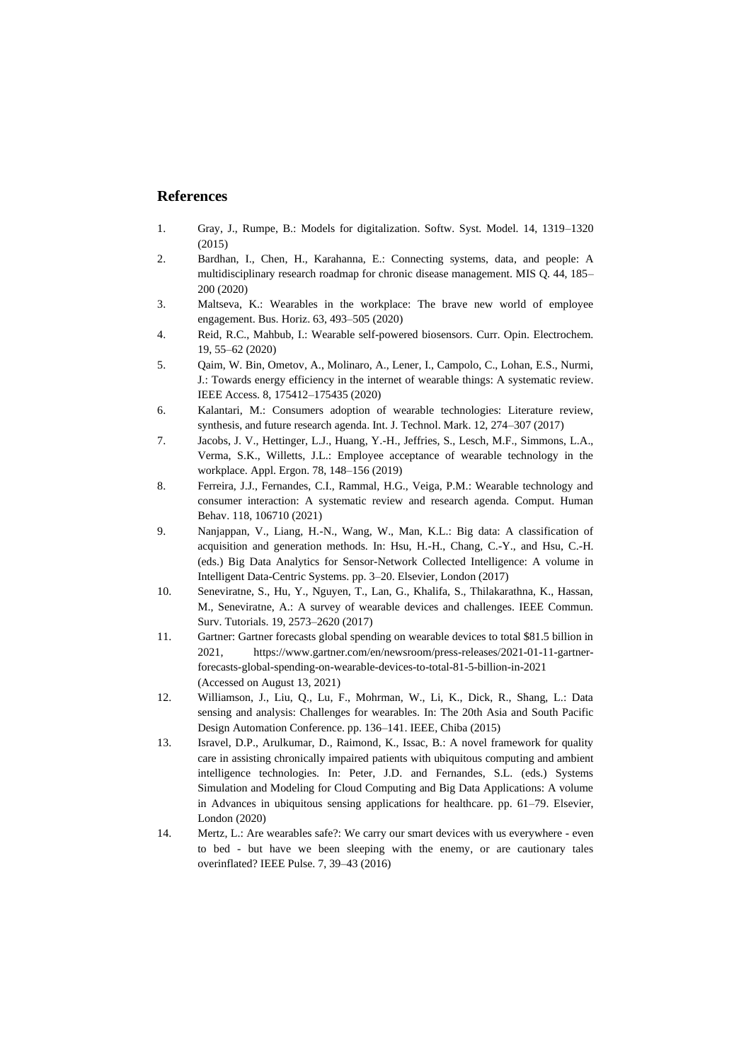## References

1. Gray, J., Rumpe, B.: Models for digitalization. Softw. Syst. Model. 14, 1319–1320 (2015)
2. Bardhan, I., Chen, H., Karahanna, E.: Connecting systems, data, and people: A multidisciplinary research roadmap for chronic disease management. MIS Q. 44, 185–200 (2020)
3. Maltseva, K.: Wearables in the workplace: The brave new world of employee engagement. Bus. Horiz. 63, 493–505 (2020)
4. Reid, R.C., Mahbub, I.: Wearable self-powered biosensors. Curr. Opin. Electrochem. 19, 55–62 (2020)
5. Qaim, W. Bin, Ometov, A., Molinaro, A., Lener, I., Campolo, C., Lohan, E.S., Nurmi, J.: Towards energy efficiency in the internet of wearable things: A systematic review. IEEE Access. 8, 175412–175435 (2020)
6. Kalantari, M.: Consumers adoption of wearable technologies: Literature review, synthesis, and future research agenda. Int. J. Technol. Mark. 12, 274–307 (2017)
7. Jacobs, J. V., Hettinger, L.J., Huang, Y.-H., Jeffries, S., Lesch, M.F., Simmons, L.A., Verma, S.K., Willetts, J.L.: Employee acceptance of wearable technology in the workplace. Appl. Ergon. 78, 148–156 (2019)
8. Ferreira, J.J., Fernandes, C.I., Rammal, H.G., Veiga, P.M.: Wearable technology and consumer interaction: A systematic review and research agenda. Comput. Human Behav. 118, 106710 (2021)
9. Nanjappan, V., Liang, H.-N., Wang, W., Man, K.L.: Big data: A classification of acquisition and generation methods. In: Hsu, H.-H., Chang, C.-Y., and Hsu, C.-H. (eds.) Big Data Analytics for Sensor-Network Collected Intelligence: A volume in Intelligent Data-Centric Systems. pp. 3–20. Elsevier, London (2017)
10. Seneviratne, S., Hu, Y., Nguyen, T., Lan, G., Khalifa, S., Thilakarathna, K., Hassan, M., Seneviratne, A.: A survey of wearable devices and challenges. IEEE Commun. Surv. Tutorials. 19, 2573–2620 (2017)
11. Gartner: Gartner forecasts global spending on wearable devices to total $81.5 billion in 2021, https://www.gartner.com/en/newsroom/press-releases/2021-01-11-gartner-forecasts-global-spending-on-wearable-devices-to-total-81-5-billion-in-2021 (Accessed on August 13, 2021)
12. Williamson, J., Liu, Q., Lu, F., Mohrman, W., Li, K., Dick, R., Shang, L.: Data sensing and analysis: Challenges for wearables. In: The 20th Asia and South Pacific Design Automation Conference. pp. 136–141. IEEE, Chiba (2015)
13. Isravel, D.P., Arulkumar, D., Raimond, K., Issac, B.: A novel framework for quality care in assisting chronically impaired patients with ubiquitous computing and ambient intelligence technologies. In: Peter, J.D. and Fernandes, S.L. (eds.) Systems Simulation and Modeling for Cloud Computing and Big Data Applications: A volume in Advances in ubiquitous sensing applications for healthcare. pp. 61–79. Elsevier, London (2020)
14. Mertz, L.: Are wearables safe?: We carry our smart devices with us everywhere - even to bed - but have we been sleeping with the enemy, or are cautionary tales overinflated? IEEE Pulse. 7, 39–43 (2016)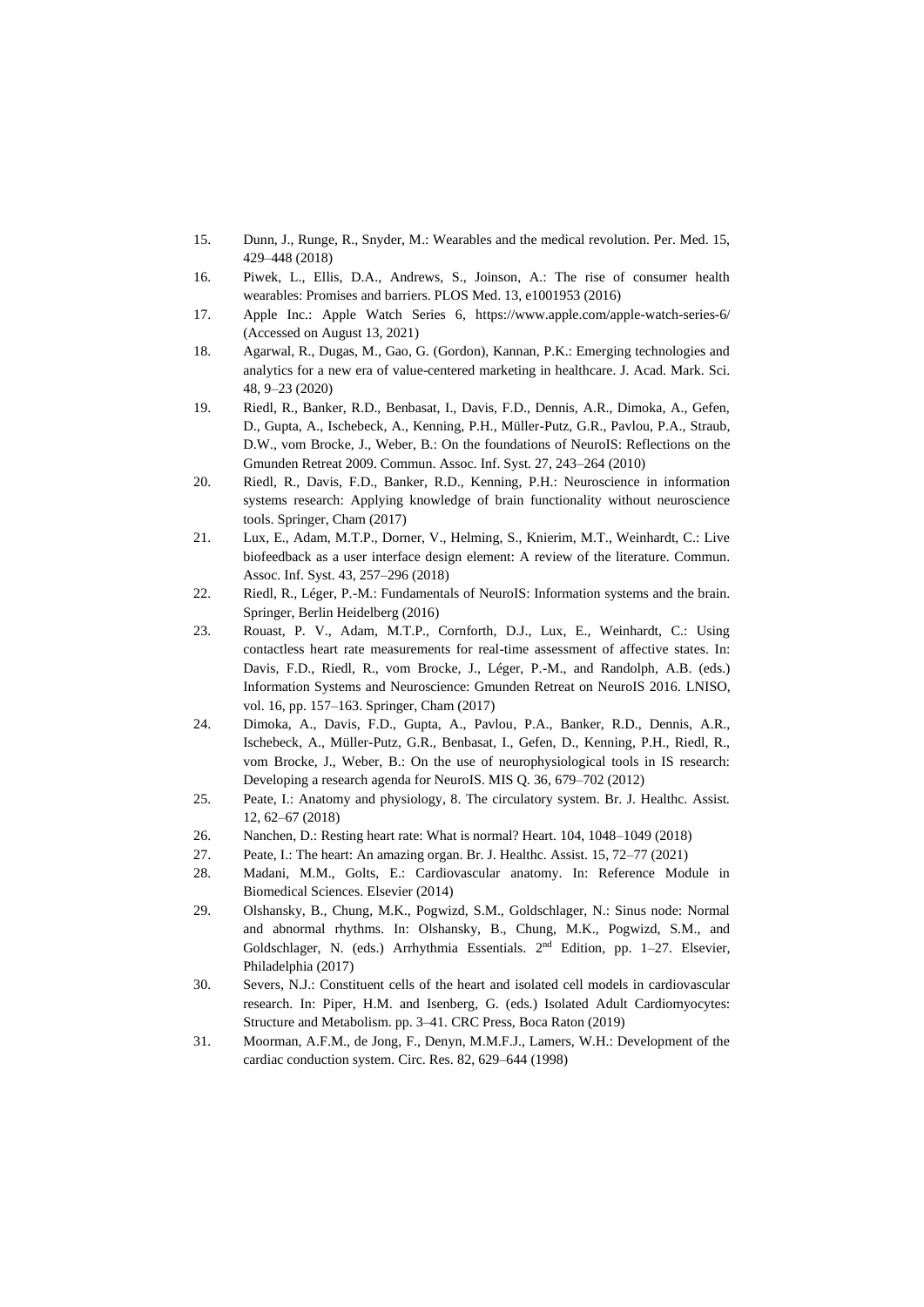15. Dunn, J., Runge, R., Snyder, M.: Wearables and the medical revolution. Per. Med. 15, 429–448 (2018)
16. Piwek, L., Ellis, D.A., Andrews, S., Joinson, A.: The rise of consumer health wearables: Promises and barriers. PLOS Med. 13, e1001953 (2016)
17. Apple Inc.: Apple Watch Series 6, https://www.apple.com/apple-watch-series-6/ (Accessed on August 13, 2021)
18. Agarwal, R., Dugas, M., Gao, G. (Gordon), Kannan, P.K.: Emerging technologies and analytics for a new era of value-centered marketing in healthcare. J. Acad. Mark. Sci. 48, 9–23 (2020)
19. Riedl, R., Banker, R.D., Benbasat, I., Davis, F.D., Dennis, A.R., Dimoka, A., Gefen, D., Gupta, A., Ischebeck, A., Kenning, P.H., Müller-Putz, G.R., Pavlou, P.A., Straub, D.W., vom Brocke, J., Weber, B.: On the foundations of NeuroIS: Reflections on the Gmunden Retreat 2009. Commun. Assoc. Inf. Syst. 27, 243–264 (2010)
20. Riedl, R., Davis, F.D., Banker, R.D., Kenning, P.H.: Neuroscience in information systems research: Applying knowledge of brain functionality without neuroscience tools. Springer, Cham (2017)
21. Lux, E., Adam, M.T.P., Dorner, V., Helming, S., Knierim, M.T., Weinhardt, C.: Live biofeedback as a user interface design element: A review of the literature. Commun. Assoc. Inf. Syst. 43, 257–296 (2018)
22. Riedl, R., Léger, P.-M.: Fundamentals of NeuroIS: Information systems and the brain. Springer, Berlin Heidelberg (2016)
23. Rouast, P. V., Adam, M.T.P., Cornforth, D.J., Lux, E., Weinhardt, C.: Using contactless heart rate measurements for real-time assessment of affective states. In: Davis, F.D., Riedl, R., vom Brocke, J., Léger, P.-M., and Randolph, A.B. (eds.) Information Systems and Neuroscience: Gmunden Retreat on NeuroIS 2016. LNISO, vol. 16, pp. 157–163. Springer, Cham (2017)
24. Dimoka, A., Davis, F.D., Gupta, A., Pavlou, P.A., Banker, R.D., Dennis, A.R., Ischebeck, A., Müller-Putz, G.R., Benbasat, I., Gefen, D., Kenning, P.H., Riedl, R., vom Brocke, J., Weber, B.: On the use of neurophysiological tools in IS research: Developing a research agenda for NeuroIS. MIS Q. 36, 679–702 (2012)
25. Peate, I.: Anatomy and physiology, 8. The circulatory system. Br. J. Healthc. Assist. 12, 62–67 (2018)
26. Nanchen, D.: Resting heart rate: What is normal? Heart. 104, 1048–1049 (2018)
27. Peate, I.: The heart: An amazing organ. Br. J. Healthc. Assist. 15, 72–77 (2021)
28. Madani, M.M., Golts, E.: Cardiovascular anatomy. In: Reference Module in Biomedical Sciences. Elsevier (2014)
29. Olshansky, B., Chung, M.K., Pogwizd, S.M., Goldschlager, N.: Sinus node: Normal and abnormal rhythms. In: Olshansky, B., Chung, M.K., Pogwizd, S.M., and Goldschlager, N. (eds.) Arrhythmia Essentials. 2nd Edition, pp. 1–27. Elsevier, Philadelphia (2017)
30. Severs, N.J.: Constituent cells of the heart and isolated cell models in cardiovascular research. In: Piper, H.M. and Isenberg, G. (eds.) Isolated Adult Cardiomyocytes: Structure and Metabolism. pp. 3–41. CRC Press, Boca Raton (2019)
31. Moorman, A.F.M., de Jong, F., Denyn, M.M.F.J., Lamers, W.H.: Development of the cardiac conduction system. Circ. Res. 82, 629–644 (1998)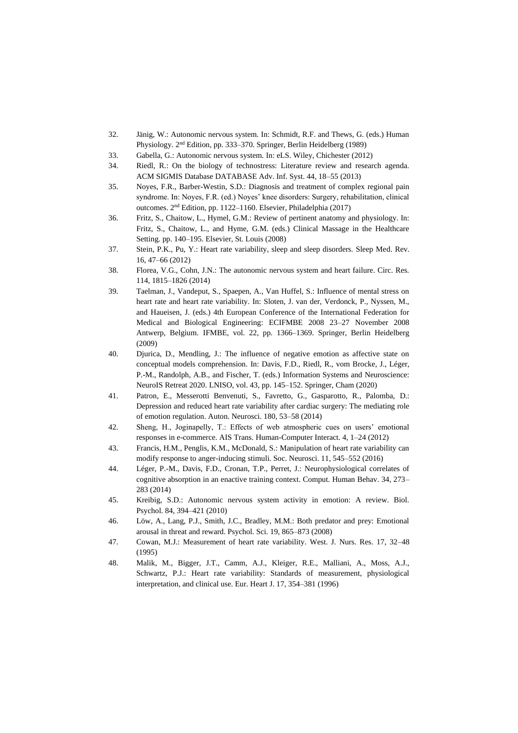32. Jänig, W.: Autonomic nervous system. In: Schmidt, R.F. and Thews, G. (eds.) Human Physiology. 2nd Edition, pp. 333–370. Springer, Berlin Heidelberg (1989)
33. Gabella, G.: Autonomic nervous system. In: eLS. Wiley, Chichester (2012)
34. Riedl, R.: On the biology of technostress: Literature review and research agenda. ACM SIGMIS Database DATABASE Adv. Inf. Syst. 44, 18–55 (2013)
35. Noyes, F.R., Barber-Westin, S.D.: Diagnosis and treatment of complex regional pain syndrome. In: Noyes, F.R. (ed.) Noyes' knee disorders: Surgery, rehabilitation, clinical outcomes. 2nd Edition, pp. 1122–1160. Elsevier, Philadelphia (2017)
36. Fritz, S., Chaitow, L., Hymel, G.M.: Review of pertinent anatomy and physiology. In: Fritz, S., Chaitow, L., and Hyme, G.M. (eds.) Clinical Massage in the Healthcare Setting. pp. 140–195. Elsevier, St. Louis (2008)
37. Stein, P.K., Pu, Y.: Heart rate variability, sleep and sleep disorders. Sleep Med. Rev. 16, 47–66 (2012)
38. Florea, V.G., Cohn, J.N.: The autonomic nervous system and heart failure. Circ. Res. 114, 1815–1826 (2014)
39. Taelman, J., Vandeput, S., Spaepen, A., Van Huffel, S.: Influence of mental stress on heart rate and heart rate variability. In: Sloten, J. van der, Verdonck, P., Nyssen, M., and Haueisen, J. (eds.) 4th European Conference of the International Federation for Medical and Biological Engineering: ECIFMBE 2008 23–27 November 2008 Antwerp, Belgium. IFMBE, vol. 22, pp. 1366–1369. Springer, Berlin Heidelberg (2009)
40. Djurica, D., Mendling, J.: The influence of negative emotion as affective state on conceptual models comprehension. In: Davis, F.D., Riedl, R., vom Brocke, J., Léger, P.-M., Randolph, A.B., and Fischer, T. (eds.) Information Systems and Neuroscience: NeuroIS Retreat 2020. LNISO, vol. 43, pp. 145–152. Springer, Cham (2020)
41. Patron, E., Messerotti Benvenuti, S., Favretto, G., Gasparotto, R., Palomba, D.: Depression and reduced heart rate variability after cardiac surgery: The mediating role of emotion regulation. Auton. Neurosci. 180, 53–58 (2014)
42. Sheng, H., Joginapelly, T.: Effects of web atmospheric cues on users' emotional responses in e-commerce. AIS Trans. Human-Computer Interact. 4, 1–24 (2012)
43. Francis, H.M., Penglis, K.M., McDonald, S.: Manipulation of heart rate variability can modify response to anger-inducing stimuli. Soc. Neurosci. 11, 545–552 (2016)
44. Léger, P.-M., Davis, F.D., Cronan, T.P., Perret, J.: Neurophysiological correlates of cognitive absorption in an enactive training context. Comput. Human Behav. 34, 273–283 (2014)
45. Kreibig, S.D.: Autonomic nervous system activity in emotion: A review. Biol. Psychol. 84, 394–421 (2010)
46. Löw, A., Lang, P.J., Smith, J.C., Bradley, M.M.: Both predator and prey: Emotional arousal in threat and reward. Psychol. Sci. 19, 865–873 (2008)
47. Cowan, M.J.: Measurement of heart rate variability. West. J. Nurs. Res. 17, 32–48 (1995)
48. Malik, M., Bigger, J.T., Camm, A.J., Kleiger, R.E., Malliani, A., Moss, A.J., Schwartz, P.J.: Heart rate variability: Standards of measurement, physiological interpretation, and clinical use. Eur. Heart J. 17, 354–381 (1996)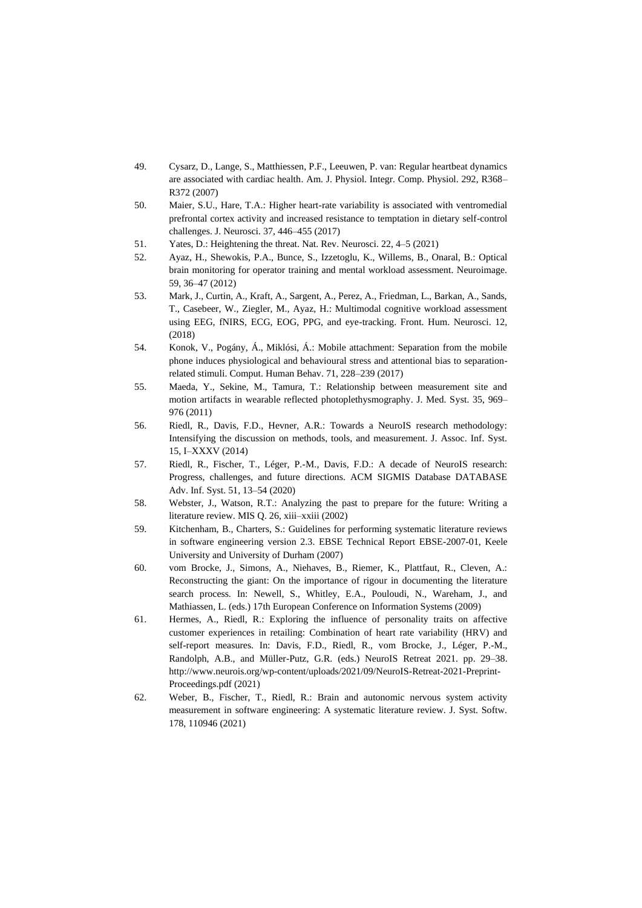49. Cysarz, D., Lange, S., Matthiessen, P.F., Leeuwen, P. van: Regular heartbeat dynamics are associated with cardiac health. Am. J. Physiol. Integr. Comp. Physiol. 292, R368–R372 (2007)
50. Maier, S.U., Hare, T.A.: Higher heart-rate variability is associated with ventromedial prefrontal cortex activity and increased resistance to temptation in dietary self-control challenges. J. Neurosci. 37, 446–455 (2017)
51. Yates, D.: Heightening the threat. Nat. Rev. Neurosci. 22, 4–5 (2021)
52. Ayaz, H., Shewokis, P.A., Bunce, S., Izzetoglu, K., Willems, B., Onaral, B.: Optical brain monitoring for operator training and mental workload assessment. Neuroimage. 59, 36–47 (2012)
53. Mark, J., Curtin, A., Kraft, A., Sargent, A., Perez, A., Friedman, L., Barkan, A., Sands, T., Casebeer, W., Ziegler, M., Ayaz, H.: Multimodal cognitive workload assessment using EEG, fNIRS, ECG, EOG, PPG, and eye-tracking. Front. Hum. Neurosci. 12, (2018)
54. Konok, V., Pogány, Á., Miklósi, Á.: Mobile attachment: Separation from the mobile phone induces physiological and behavioural stress and attentional bias to separation-related stimuli. Comput. Human Behav. 71, 228–239 (2017)
55. Maeda, Y., Sekine, M., Tamura, T.: Relationship between measurement site and motion artifacts in wearable reflected photoplethysmography. J. Med. Syst. 35, 969–976 (2011)
56. Riedl, R., Davis, F.D., Hevner, A.R.: Towards a NeuroIS research methodology: Intensifying the discussion on methods, tools, and measurement. J. Assoc. Inf. Syst. 15, I–XXXV (2014)
57. Riedl, R., Fischer, T., Léger, P.-M., Davis, F.D.: A decade of NeuroIS research: Progress, challenges, and future directions. ACM SIGMIS Database DATABASE Adv. Inf. Syst. 51, 13–54 (2020)
58. Webster, J., Watson, R.T.: Analyzing the past to prepare for the future: Writing a literature review. MIS Q. 26, xiii–xxiii (2002)
59. Kitchenham, B., Charters, S.: Guidelines for performing systematic literature reviews in software engineering version 2.3. EBSE Technical Report EBSE-2007-01, Keele University and University of Durham (2007)
60. vom Brocke, J., Simons, A., Niehaves, B., Riemer, K., Plattfaut, R., Cleven, A.: Reconstructing the giant: On the importance of rigour in documenting the literature search process. In: Newell, S., Whitley, E.A., Pouloudi, N., Wareham, J., and Mathiassen, L. (eds.) 17th European Conference on Information Systems (2009)
61. Hermes, A., Riedl, R.: Exploring the influence of personality traits on affective customer experiences in retailing: Combination of heart rate variability (HRV) and self-report measures. In: Davis, F.D., Riedl, R., vom Brocke, J., Léger, P.-M., Randolph, A.B., and Müller-Putz, G.R. (eds.) NeuroIS Retreat 2021. pp. 29–38. http://www.neurois.org/wp-content/uploads/2021/09/NeuroIS-Retreat-2021-Preprint-Proceedings.pdf (2021)
62. Weber, B., Fischer, T., Riedl, R.: Brain and autonomic nervous system activity measurement in software engineering: A systematic literature review. J. Syst. Softw. 178, 110946 (2021)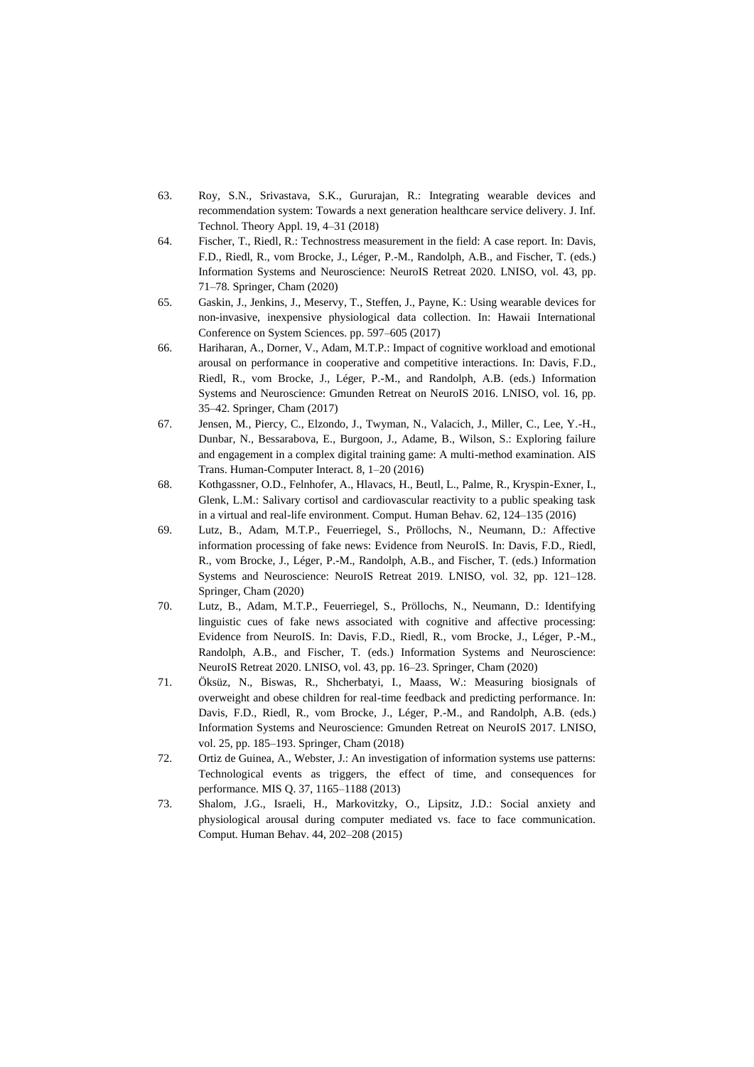63. Roy, S.N., Srivastava, S.K., Gururajan, R.: Integrating wearable devices and recommendation system: Towards a next generation healthcare service delivery. J. Inf. Technol. Theory Appl. 19, 4–31 (2018)
64. Fischer, T., Riedl, R.: Technostress measurement in the field: A case report. In: Davis, F.D., Riedl, R., vom Brocke, J., Léger, P.-M., Randolph, A.B., and Fischer, T. (eds.) Information Systems and Neuroscience: NeuroIS Retreat 2020. LNISO, vol. 43, pp. 71–78. Springer, Cham (2020)
65. Gaskin, J., Jenkins, J., Meservy, T., Steffen, J., Payne, K.: Using wearable devices for non-invasive, inexpensive physiological data collection. In: Hawaii International Conference on System Sciences. pp. 597–605 (2017)
66. Hariharan, A., Dorner, V., Adam, M.T.P.: Impact of cognitive workload and emotional arousal on performance in cooperative and competitive interactions. In: Davis, F.D., Riedl, R., vom Brocke, J., Léger, P.-M., and Randolph, A.B. (eds.) Information Systems and Neuroscience: Gmunden Retreat on NeuroIS 2016. LNISO, vol. 16, pp. 35–42. Springer, Cham (2017)
67. Jensen, M., Piercy, C., Elzondo, J., Twyman, N., Valacich, J., Miller, C., Lee, Y.-H., Dunbar, N., Bessarabova, E., Burgoon, J., Adame, B., Wilson, S.: Exploring failure and engagement in a complex digital training game: A multi-method examination. AIS Trans. Human-Computer Interact. 8, 1–20 (2016)
68. Kothgassner, O.D., Felnhofer, A., Hlavacs, H., Beutl, L., Palme, R., Kryspin-Exner, I., Glenk, L.M.: Salivary cortisol and cardiovascular reactivity to a public speaking task in a virtual and real-life environment. Comput. Human Behav. 62, 124–135 (2016)
69. Lutz, B., Adam, M.T.P., Feuerriegel, S., Pröllochs, N., Neumann, D.: Affective information processing of fake news: Evidence from NeuroIS. In: Davis, F.D., Riedl, R., vom Brocke, J., Léger, P.-M., Randolph, A.B., and Fischer, T. (eds.) Information Systems and Neuroscience: NeuroIS Retreat 2019. LNISO, vol. 32, pp. 121–128. Springer, Cham (2020)
70. Lutz, B., Adam, M.T.P., Feuerriegel, S., Pröllochs, N., Neumann, D.: Identifying linguistic cues of fake news associated with cognitive and affective processing: Evidence from NeuroIS. In: Davis, F.D., Riedl, R., vom Brocke, J., Léger, P.-M., Randolph, A.B., and Fischer, T. (eds.) Information Systems and Neuroscience: NeuroIS Retreat 2020. LNISO, vol. 43, pp. 16–23. Springer, Cham (2020)
71. Öksüz, N., Biswas, R., Shcherbatyi, I., Maass, W.: Measuring biosignals of overweight and obese children for real-time feedback and predicting performance. In: Davis, F.D., Riedl, R., vom Brocke, J., Léger, P.-M., and Randolph, A.B. (eds.) Information Systems and Neuroscience: Gmunden Retreat on NeuroIS 2017. LNISO, vol. 25, pp. 185–193. Springer, Cham (2018)
72. Ortiz de Guinea, A., Webster, J.: An investigation of information systems use patterns: Technological events as triggers, the effect of time, and consequences for performance. MIS Q. 37, 1165–1188 (2013)
73. Shalom, J.G., Israeli, H., Markovitzky, O., Lipsitz, J.D.: Social anxiety and physiological arousal during computer mediated vs. face to face communication. Comput. Human Behav. 44, 202–208 (2015)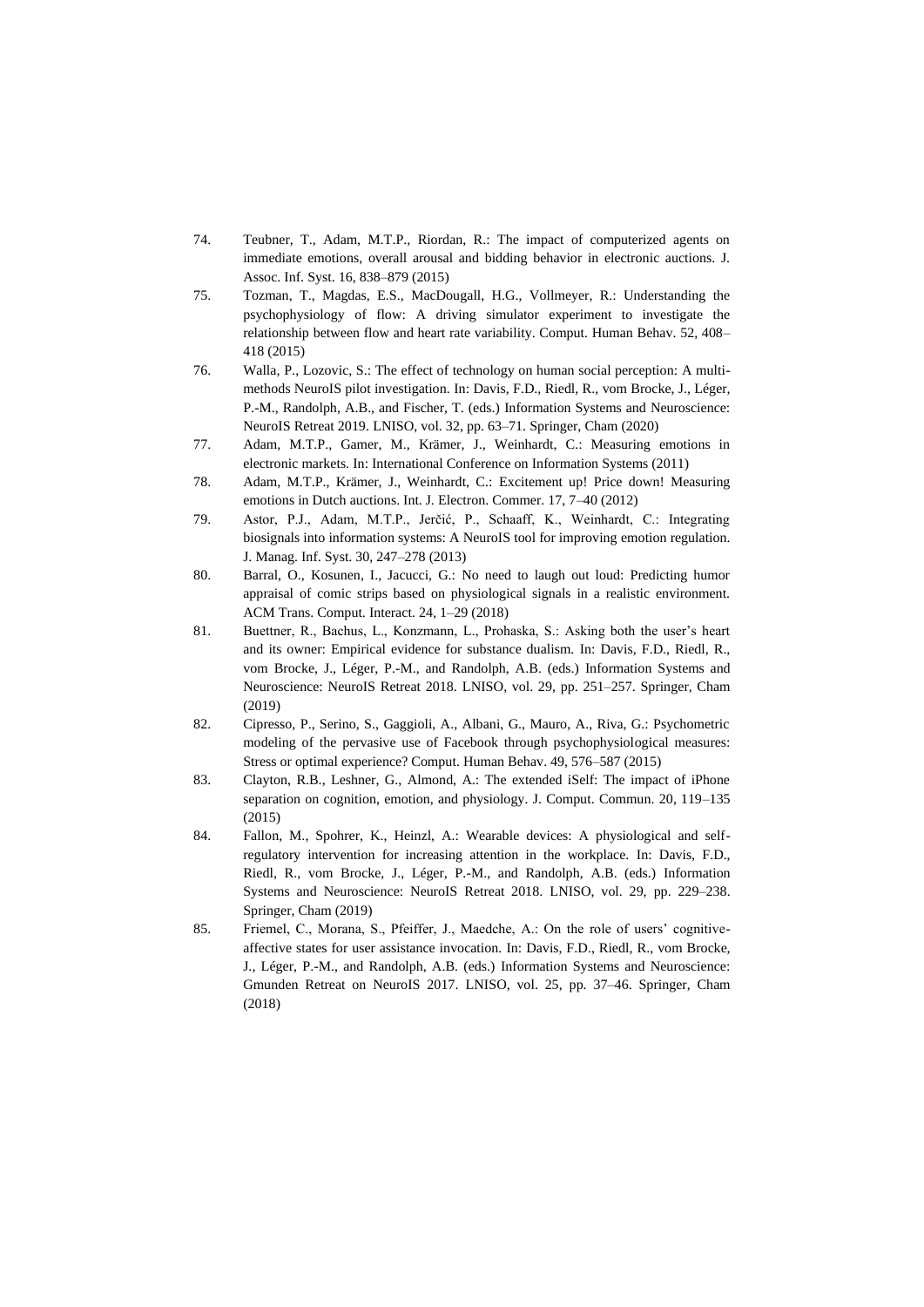74. Teubner, T., Adam, M.T.P., Riordan, R.: The impact of computerized agents on immediate emotions, overall arousal and bidding behavior in electronic auctions. J. Assoc. Inf. Syst. 16, 838–879 (2015)
75. Tozman, T., Magdas, E.S., MacDougall, H.G., Vollmeyer, R.: Understanding the psychophysiology of flow: A driving simulator experiment to investigate the relationship between flow and heart rate variability. Comput. Human Behav. 52, 408–418 (2015)
76. Walla, P., Lozovic, S.: The effect of technology on human social perception: A multi-methods NeuroIS pilot investigation. In: Davis, F.D., Riedl, R., vom Brocke, J., Léger, P.-M., Randolph, A.B., and Fischer, T. (eds.) Information Systems and Neuroscience: NeuroIS Retreat 2019. LNISO, vol. 32, pp. 63–71. Springer, Cham (2020)
77. Adam, M.T.P., Gamer, M., Krämer, J., Weinhardt, C.: Measuring emotions in electronic markets. In: International Conference on Information Systems (2011)
78. Adam, M.T.P., Krämer, J., Weinhardt, C.: Excitement up! Price down! Measuring emotions in Dutch auctions. Int. J. Electron. Commer. 17, 7–40 (2012)
79. Astor, P.J., Adam, M.T.P., Jerčić, P., Schaaff, K., Weinhardt, C.: Integrating biosignals into information systems: A NeuroIS tool for improving emotion regulation. J. Manag. Inf. Syst. 30, 247–278 (2013)
80. Barral, O., Kosunen, I., Jacucci, G.: No need to laugh out loud: Predicting humor appraisal of comic strips based on physiological signals in a realistic environment. ACM Trans. Comput. Interact. 24, 1–29 (2018)
81. Buettner, R., Bachus, L., Konzmann, L., Prohaska, S.: Asking both the user's heart and its owner: Empirical evidence for substance dualism. In: Davis, F.D., Riedl, R., vom Brocke, J., Léger, P.-M., and Randolph, A.B. (eds.) Information Systems and Neuroscience: NeuroIS Retreat 2018. LNISO, vol. 29, pp. 251–257. Springer, Cham (2019)
82. Cipresso, P., Serino, S., Gaggioli, A., Albani, G., Mauro, A., Riva, G.: Psychometric modeling of the pervasive use of Facebook through psychophysiological measures: Stress or optimal experience? Comput. Human Behav. 49, 576–587 (2015)
83. Clayton, R.B., Leshner, G., Almond, A.: The extended iSelf: The impact of iPhone separation on cognition, emotion, and physiology. J. Comput. Commun. 20, 119–135 (2015)
84. Fallon, M., Spohrer, K., Heinzl, A.: Wearable devices: A physiological and self-regulatory intervention for increasing attention in the workplace. In: Davis, F.D., Riedl, R., vom Brocke, J., Léger, P.-M., and Randolph, A.B. (eds.) Information Systems and Neuroscience: NeuroIS Retreat 2018. LNISO, vol. 29, pp. 229–238. Springer, Cham (2019)
85. Friemel, C., Morana, S., Pfeiffer, J., Maedche, A.: On the role of users' cognitive-affective states for user assistance invocation. In: Davis, F.D., Riedl, R., vom Brocke, J., Léger, P.-M., and Randolph, A.B. (eds.) Information Systems and Neuroscience: Gmunden Retreat on NeuroIS 2017. LNISO, vol. 25, pp. 37–46. Springer, Cham (2018)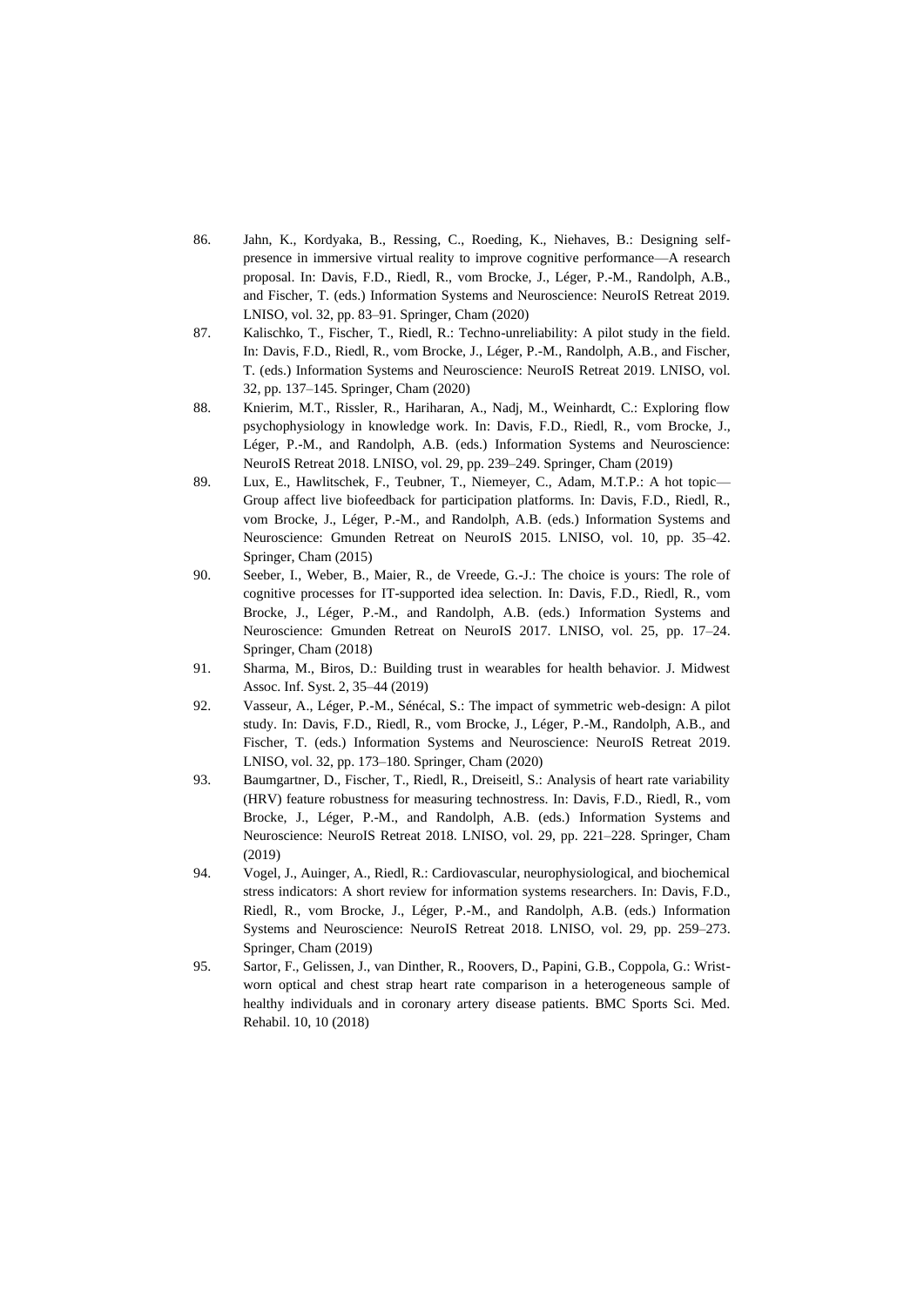86. Jahn, K., Kordyaka, B., Ressing, C., Roeding, K., Niehaves, B.: Designing self-presence in immersive virtual reality to improve cognitive performance—A research proposal. In: Davis, F.D., Riedl, R., vom Brocke, J., Léger, P.-M., Randolph, A.B., and Fischer, T. (eds.) Information Systems and Neuroscience: NeuroIS Retreat 2019. LNISO, vol. 32, pp. 83–91. Springer, Cham (2020)
87. Kalischko, T., Fischer, T., Riedl, R.: Techno-unreliability: A pilot study in the field. In: Davis, F.D., Riedl, R., vom Brocke, J., Léger, P.-M., Randolph, A.B., and Fischer, T. (eds.) Information Systems and Neuroscience: NeuroIS Retreat 2019. LNISO, vol. 32, pp. 137–145. Springer, Cham (2020)
88. Knierim, M.T., Rissler, R., Hariharan, A., Nadj, M., Weinhardt, C.: Exploring flow psychophysiology in knowledge work. In: Davis, F.D., Riedl, R., vom Brocke, J., Léger, P.-M., and Randolph, A.B. (eds.) Information Systems and Neuroscience: NeuroIS Retreat 2018. LNISO, vol. 29, pp. 239–249. Springer, Cham (2019)
89. Lux, E., Hawlitschek, F., Teubner, T., Niemeyer, C., Adam, M.T.P.: A hot topic—Group affect live biofeedback for participation platforms. In: Davis, F.D., Riedl, R., vom Brocke, J., Léger, P.-M., and Randolph, A.B. (eds.) Information Systems and Neuroscience: Gmunden Retreat on NeuroIS 2015. LNISO, vol. 10, pp. 35–42. Springer, Cham (2015)
90. Seeber, I., Weber, B., Maier, R., de Vreede, G.-J.: The choice is yours: The role of cognitive processes for IT-supported idea selection. In: Davis, F.D., Riedl, R., vom Brocke, J., Léger, P.-M., and Randolph, A.B. (eds.) Information Systems and Neuroscience: Gmunden Retreat on NeuroIS 2017. LNISO, vol. 25, pp. 17–24. Springer, Cham (2018)
91. Sharma, M., Biros, D.: Building trust in wearables for health behavior. J. Midwest Assoc. Inf. Syst. 2, 35–44 (2019)
92. Vasseur, A., Léger, P.-M., Sénécal, S.: The impact of symmetric web-design: A pilot study. In: Davis, F.D., Riedl, R., vom Brocke, J., Léger, P.-M., Randolph, A.B., and Fischer, T. (eds.) Information Systems and Neuroscience: NeuroIS Retreat 2019. LNISO, vol. 32, pp. 173–180. Springer, Cham (2020)
93. Baumgartner, D., Fischer, T., Riedl, R., Dreiseitl, S.: Analysis of heart rate variability (HRV) feature robustness for measuring technostress. In: Davis, F.D., Riedl, R., vom Brocke, J., Léger, P.-M., and Randolph, A.B. (eds.) Information Systems and Neuroscience: NeuroIS Retreat 2018. LNISO, vol. 29, pp. 221–228. Springer, Cham (2019)
94. Vogel, J., Auinger, A., Riedl, R.: Cardiovascular, neurophysiological, and biochemical stress indicators: A short review for information systems researchers. In: Davis, F.D., Riedl, R., vom Brocke, J., Léger, P.-M., and Randolph, A.B. (eds.) Information Systems and Neuroscience: NeuroIS Retreat 2018. LNISO, vol. 29, pp. 259–273. Springer, Cham (2019)
95. Sartor, F., Gelissen, J., van Dinther, R., Roovers, D., Papini, G.B., Coppola, G.: Wrist-worn optical and chest strap heart rate comparison in a heterogeneous sample of healthy individuals and in coronary artery disease patients. BMC Sports Sci. Med. Rehabil. 10, 10 (2018)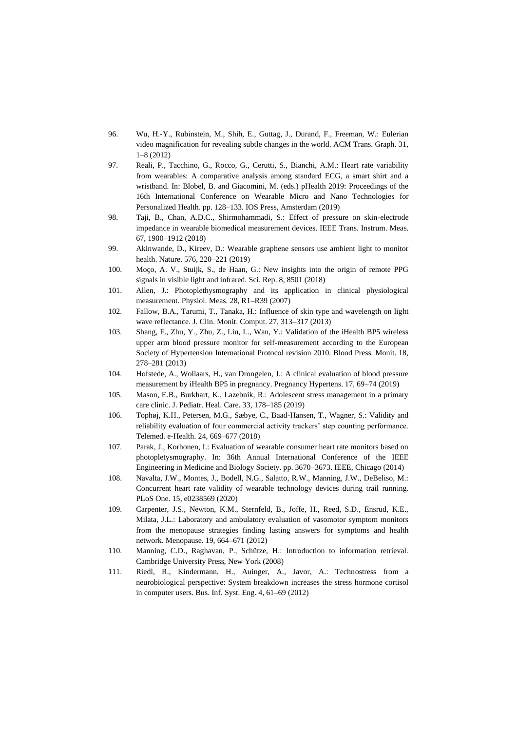96. Wu, H.-Y., Rubinstein, M., Shih, E., Guttag, J., Durand, F., Freeman, W.: Eulerian video magnification for revealing subtle changes in the world. ACM Trans. Graph. 31, 1–8 (2012)
97. Reali, P., Tacchino, G., Rocco, G., Cerutti, S., Bianchi, A.M.: Heart rate variability from wearables: A comparative analysis among standard ECG, a smart shirt and a wristband. In: Blobel, B. and Giacomini, M. (eds.) pHealth 2019: Proceedings of the 16th International Conference on Wearable Micro and Nano Technologies for Personalized Health. pp. 128–133. IOS Press, Amsterdam (2019)
98. Taji, B., Chan, A.D.C., Shirmohammadi, S.: Effect of pressure on skin-electrode impedance in wearable biomedical measurement devices. IEEE Trans. Instrum. Meas. 67, 1900–1912 (2018)
99. Akinwande, D., Kireev, D.: Wearable graphene sensors use ambient light to monitor health. Nature. 576, 220–221 (2019)
100. Moço, A. V., Stuijk, S., de Haan, G.: New insights into the origin of remote PPG signals in visible light and infrared. Sci. Rep. 8, 8501 (2018)
101. Allen, J.: Photoplethysmography and its application in clinical physiological measurement. Physiol. Meas. 28, R1–R39 (2007)
102. Fallow, B.A., Tarumi, T., Tanaka, H.: Influence of skin type and wavelength on light wave reflectance. J. Clin. Monit. Comput. 27, 313–317 (2013)
103. Shang, F., Zhu, Y., Zhu, Z., Liu, L., Wan, Y.: Validation of the iHealth BP5 wireless upper arm blood pressure monitor for self-measurement according to the European Society of Hypertension International Protocol revision 2010. Blood Press. Monit. 18, 278–281 (2013)
104. Hofstede, A., Wollaars, H., van Drongelen, J.: A clinical evaluation of blood pressure measurement by iHealth BP5 in pregnancy. Pregnancy Hypertens. 17, 69–74 (2019)
105. Mason, E.B., Burkhart, K., Lazebnik, R.: Adolescent stress management in a primary care clinic. J. Pediatr. Heal. Care. 33, 178–185 (2019)
106. Tophøj, K.H., Petersen, M.G., Sæbye, C., Baad-Hansen, T., Wagner, S.: Validity and reliability evaluation of four commercial activity trackers' step counting performance. Telemed. e-Health. 24, 669–677 (2018)
107. Parak, J., Korhonen, I.: Evaluation of wearable consumer heart rate monitors based on photopletysmography. In: 36th Annual International Conference of the IEEE Engineering in Medicine and Biology Society. pp. 3670–3673. IEEE, Chicago (2014)
108. Navalta, J.W., Montes, J., Bodell, N.G., Salatto, R.W., Manning, J.W., DeBeliso, M.: Concurrent heart rate validity of wearable technology devices during trail running. PLoS One. 15, e0238569 (2020)
109. Carpenter, J.S., Newton, K.M., Sternfeld, B., Joffe, H., Reed, S.D., Ensrud, K.E., Milata, J.L.: Laboratory and ambulatory evaluation of vasomotor symptom monitors from the menopause strategies finding lasting answers for symptoms and health network. Menopause. 19, 664–671 (2012)
110. Manning, C.D., Raghavan, P., Schütze, H.: Introduction to information retrieval. Cambridge University Press, New York (2008)
111. Riedl, R., Kindermann, H., Auinger, A., Javor, A.: Technostress from a neurobiological perspective: System breakdown increases the stress hormone cortisol in computer users. Bus. Inf. Syst. Eng. 4, 61–69 (2012)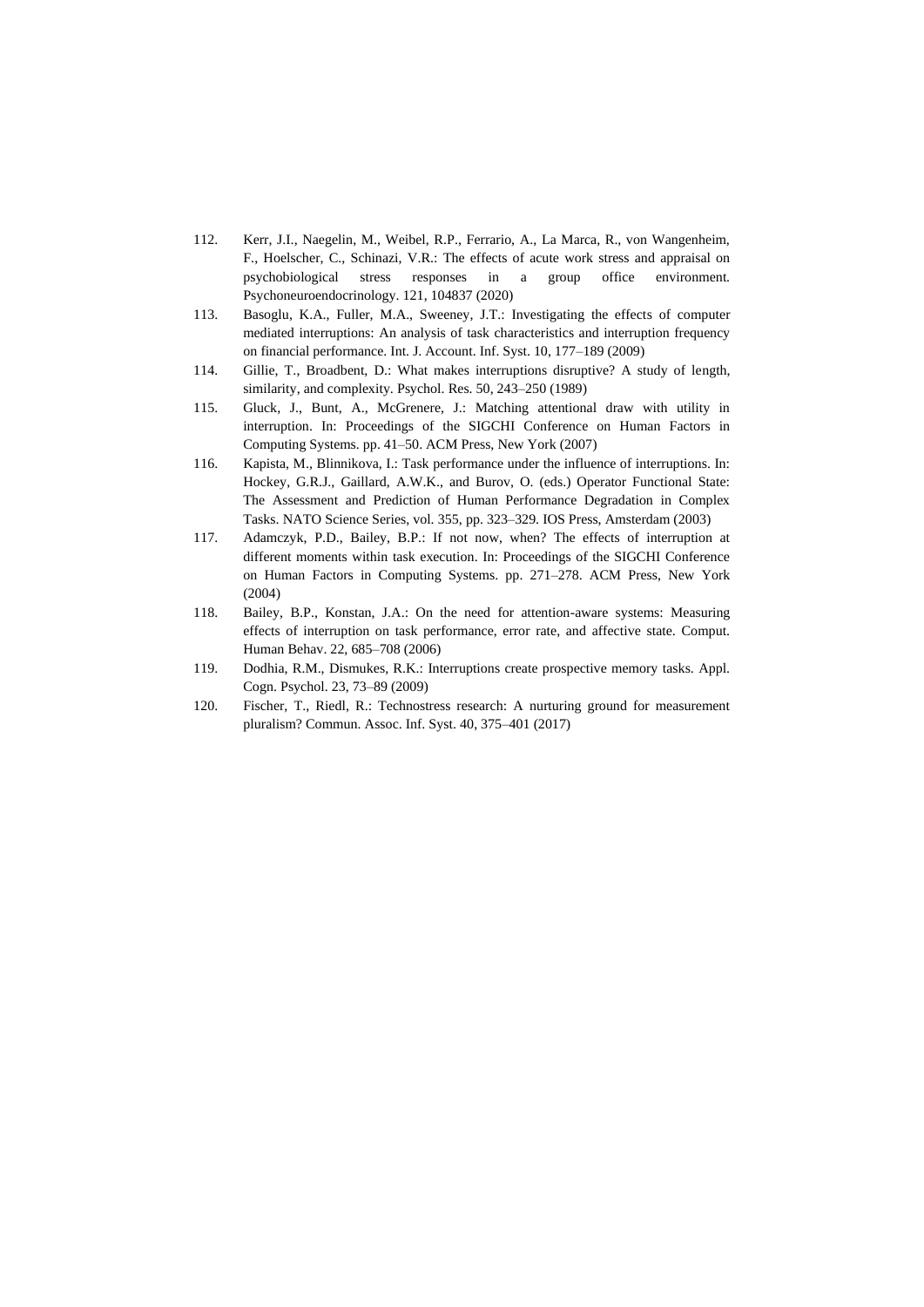112. Kerr, J.I., Naegelin, M., Weibel, R.P., Ferrario, A., La Marca, R., von Wangenheim, F., Hoelscher, C., Schinazi, V.R.: The effects of acute work stress and appraisal on psychobiological stress responses in a group office environment. Psychoneuroendocrinology. 121, 104837 (2020)
113. Basoglu, K.A., Fuller, M.A., Sweeney, J.T.: Investigating the effects of computer mediated interruptions: An analysis of task characteristics and interruption frequency on financial performance. Int. J. Account. Inf. Syst. 10, 177–189 (2009)
114. Gillie, T., Broadbent, D.: What makes interruptions disruptive? A study of length, similarity, and complexity. Psychol. Res. 50, 243–250 (1989)
115. Gluck, J., Bunt, A., McGrenere, J.: Matching attentional draw with utility in interruption. In: Proceedings of the SIGCHI Conference on Human Factors in Computing Systems. pp. 41–50. ACM Press, New York (2007)
116. Kapista, M., Blinnikova, I.: Task performance under the influence of interruptions. In: Hockey, G.R.J., Gaillard, A.W.K., and Burov, O. (eds.) Operator Functional State: The Assessment and Prediction of Human Performance Degradation in Complex Tasks. NATO Science Series, vol. 355, pp. 323–329. IOS Press, Amsterdam (2003)
117. Adamczyk, P.D., Bailey, B.P.: If not now, when? The effects of interruption at different moments within task execution. In: Proceedings of the SIGCHI Conference on Human Factors in Computing Systems. pp. 271–278. ACM Press, New York (2004)
118. Bailey, B.P., Konstan, J.A.: On the need for attention-aware systems: Measuring effects of interruption on task performance, error rate, and affective state. Comput. Human Behav. 22, 685–708 (2006)
119. Dodhia, R.M., Dismukes, R.K.: Interruptions create prospective memory tasks. Appl. Cogn. Psychol. 23, 73–89 (2009)
120. Fischer, T., Riedl, R.: Technostress research: A nurturing ground for measurement pluralism? Commun. Assoc. Inf. Syst. 40, 375–401 (2017)